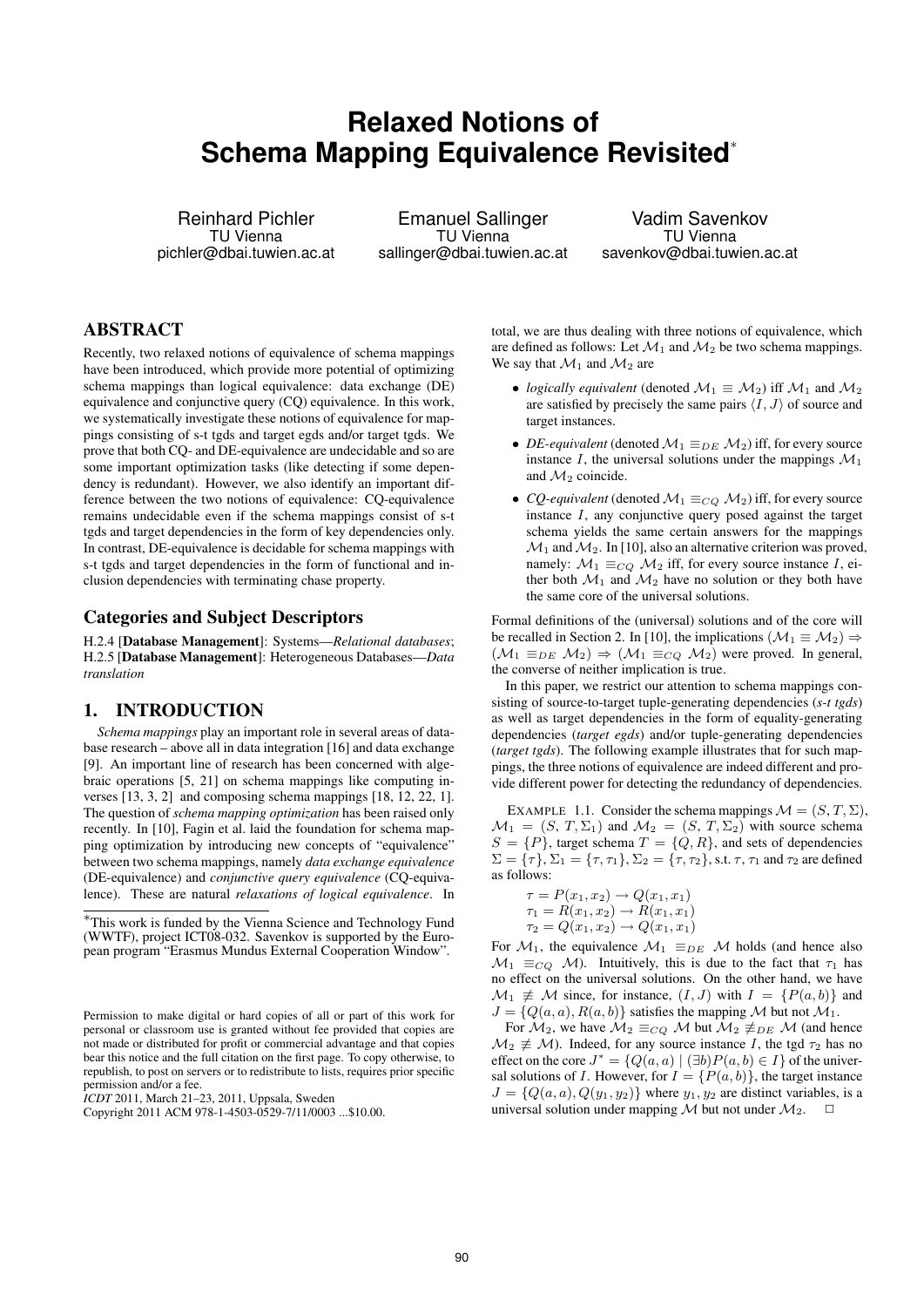# Relaxed Notions of Schema Mapping Equivalence Revisited*

Reinhard Pichler
TU Vienna
pichler@dbai.tuwien.ac.at

Emanuel Sallinger
TU Vienna
sallinger@dbai.tuwien.ac.at

Vadim Savenkov
TU Vienna
savenkov@dbai.tuwien.ac.at

## ABSTRACT

Recently, two relaxed notions of equivalence of schema mappings have been introduced, which provide more potential of optimizing schema mappings than logical equivalence: data exchange (DE) equivalence and conjunctive query (CQ) equivalence. In this work, we systematically investigate these notions of equivalence for mappings consisting of s-t tgds and target egds and/or target tgds. We prove that both CQ- and DE-equivalence are undecidable and so are some important optimization tasks (like detecting if some dependency is redundant). However, we also identify an important difference between the two notions of equivalence: CQ-equivalence remains undecidable even if the schema mappings consist of s-t tgds and target dependencies in the form of key dependencies only. In contrast, DE-equivalence is decidable for schema mappings with s-t tgds and target dependencies in the form of functional and inclusion dependencies with terminating chase property.

## Categories and Subject Descriptors

H.2.4 [**Database Management**]: Systems—*Relational databases*; H.2.5 [**Database Management**]: Heterogeneous Databases—*Data translation*

## 1. INTRODUCTION

*Schema mappings* play an important role in several areas of database research – above all in data integration [16] and data exchange [9]. An important line of research has been concerned with algebraic operations [5, 21] on schema mappings like computing inverses [13, 3, 2] and composing schema mappings [18, 12, 22, 1]. The question of *schema mapping optimization* has been raised only recently. In [10], Fagin et al. laid the foundation for schema mapping optimization by introducing new concepts of "equivalence" between two schema mappings, namely *data exchange equivalence* (DE-equivalence) and *conjunctive query equivalence* (CQ-equivalence). These are natural *relaxations of logical equivalence*. In total, we are thus dealing with three notions of equivalence, which are defined as follows: Let $\mathcal{M}_1$ and $\mathcal{M}_2$ be two schema mappings. We say that $\mathcal{M}_1$ and $\mathcal{M}_2$ are

- *logically equivalent* (denoted $\mathcal{M}_1 \equiv \mathcal{M}_2$) iff $\mathcal{M}_1$ and $\mathcal{M}_2$ are satisfied by precisely the same pairs $\langle I, J\rangle$ of source and target instances.
- *DE-equivalent* (denoted $\mathcal{M}_1 \equiv_{DE} \mathcal{M}_2$) iff, for every source instance $I$, the universal solutions under the mappings $\mathcal{M}_1$ and $\mathcal{M}_2$ coincide.
- *CQ-equivalent* (denoted $\mathcal{M}_1 \equiv_{CQ} \mathcal{M}_2$) iff, for every source instance $I$, any conjunctive query posed against the target schema yields the same certain answers for the mappings $\mathcal{M}_1$ and $\mathcal{M}_2$. In [10], also an alternative criterion was proved, namely: $\mathcal{M}_1 \equiv_{CQ} \mathcal{M}_2$ iff, for every source instance $I$, either both $\mathcal{M}_1$ and $\mathcal{M}_2$ have no solution or they both have the same core of the universal solutions.

Formal definitions of the (universal) solutions and of the core will be recalled in Section 2. In [10], the implications $(\mathcal{M}_1 \equiv \mathcal{M}_2) \Rightarrow (\mathcal{M}_1 \equiv_{DE} \mathcal{M}_2) \Rightarrow (\mathcal{M}_1 \equiv_{CQ} \mathcal{M}_2)$ were proved. In general, the converse of neither implication is true.

In this paper, we restrict our attention to schema mappings consisting of source-to-target tuple-generating dependencies (*s-t tgds*) as well as target dependencies in the form of equality-generating dependencies (*target egds*) and/or tuple-generating dependencies (*target tgds*). The following example illustrates that for such mappings, the three notions of equivalence are indeed different and provide different power for detecting the redundancy of dependencies.

EXAMPLE 1.1. Consider the schema mappings $\mathcal{M} = (S, T, \Sigma)$, $\mathcal{M}_1 = (S, T, \Sigma_1)$ and $\mathcal{M}_2 = (S, T, \Sigma_2)$ with source schema $S = \{P\}$, target schema $T = \{Q, R\}$, and sets of dependencies $\Sigma = \{\tau\}, \Sigma_1 = \{\tau, \tau_1\}, \Sigma_2 = \{\tau, \tau_2\}$, s.t. $\tau$, $\tau_1$ and $\tau_2$ are defined as follows:

$\tau = P(x_1, x_2) \rightarrow Q(x_1, x_1)$
$\tau_1 = R(x_1, x_2) \rightarrow R(x_1, x_1)$
$\tau_2 = Q(x_1, x_2) \rightarrow Q(x_1, x_1)$

For $\mathcal{M}_1$, the equivalence $\mathcal{M}_1 \equiv_{DE} \mathcal{M}$ holds (and hence also $\mathcal{M}_1 \equiv_{CQ} \mathcal{M}$). Intuitively, this is due to the fact that $\tau_1$ has no effect on the universal solutions. On the other hand, we have $\mathcal{M}_1 \not\equiv \mathcal{M}$ since, for instance, $(I, J)$ with $I = \{P(a, b)\}$ and $J = \{Q(a, a), R(a, b)\}$ satisfies the mapping $\mathcal{M}$ but not $\mathcal{M}_1$.

For $\mathcal{M}_2$, we have $\mathcal{M}_2 \equiv_{CQ} \mathcal{M}$ but $\mathcal{M}_2 \not\equiv_{DE} \mathcal{M}$ (and hence $\mathcal{M}_2 \not\equiv \mathcal{M}$). Indeed, for any source instance $I$, the tgd $\tau_2$ has no effect on the core $J^* = \{Q(a, a) \mid (\exists b)P(a, b) \in I\}$ of the universal solutions of $I$. However, for $I = \{P(a, b)\}$, the target instance $J = \{Q(a, a), Q(y_1, y_2)\}$ where $y_1, y_2$ are distinct variables, is a universal solution under mapping $\mathcal{M}$ but not under $\mathcal{M}_2$. $\Box$

*This work is funded by the Vienna Science and Technology Fund (WWTF), project ICT08-032. Savenkov is supported by the European program "Erasmus Mundus External Cooperation Window".

Permission to make digital or hard copies of all or part of this work for personal or classroom use is granted without fee provided that copies are not made or distributed for profit or commercial advantage and that copies bear this notice and the full citation on the first page. To copy otherwise, to republish, to post on servers or to redistribute to lists, requires prior specific permission and/or a fee.
*ICDT* 2011, March 21–23, 2011, Uppsala, Sweden
Copyright 2011 ACM 978-1-4503-0529-7/11/0003 ...$10.00.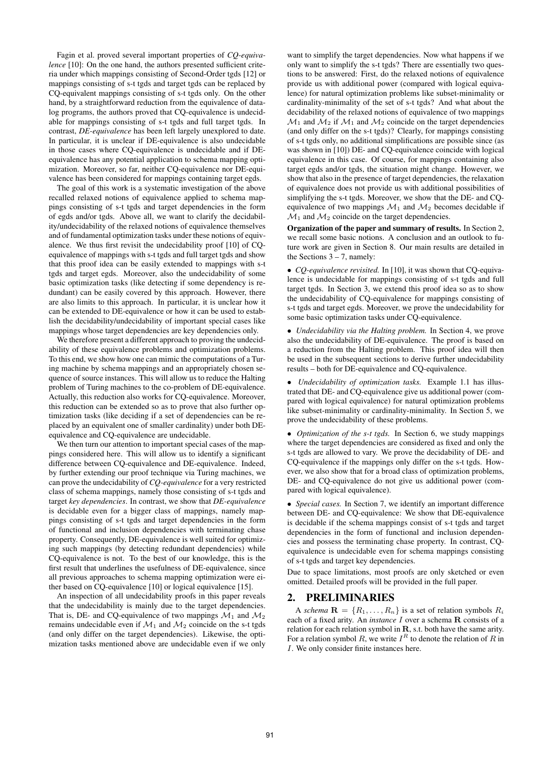Fagin et al. proved several important properties of *CQ-equivalence* [10]: On the one hand, the authors presented sufficient criteria under which mappings consisting of Second-Order tgds [12] or mappings consisting of s-t tgds and target tgds can be replaced by CQ-equivalent mappings consisting of s-t tgds only. On the other hand, by a straightforward reduction from the equivalence of datalog programs, the authors proved that CQ-equivalence is undecidable for mappings consisting of s-t tgds and full target tgds. In contrast, *DE-equivalence* has been left largely unexplored to date. In particular, it is unclear if DE-equivalence is also undecidable in those cases where CQ-equivalence is undecidable and if DE-equivalence has any potential application to schema mapping optimization. Moreover, so far, neither CQ-equivalence nor DE-equivalence has been considered for mappings containing target egds.

The goal of this work is a systematic investigation of the above recalled relaxed notions of equivalence applied to schema mappings consisting of s-t tgds and target dependencies in the form of egds and/or tgds. Above all, we want to clarify the decidability/undecidability of the relaxed notions of equivalence themselves and of fundamental optimization tasks under these notions of equivalence. We thus first revisit the undecidability proof [10] of CQ-equivalence of mappings with s-t tgds and full target tgds and show that this proof idea can be easily extended to mappings with s-t tgds and target egds. Moreover, also the undecidability of some basic optimization tasks (like detecting if some dependency is redundant) can be easily covered by this approach. However, there are also limits to this approach. In particular, it is unclear how it can be extended to DE-equivalence or how it can be used to establish the decidability/undecidability of important special cases like mappings whose target dependencies are key dependencies only.

We therefore present a different approach to proving the undecidability of these equivalence problems and optimization problems. To this end, we show how one can mimic the computations of a Turing machine by schema mappings and an appropriately chosen sequence of source instances. This will allow us to reduce the Halting problem of Turing machines to the co-problem of DE-equivalence. Actually, this reduction also works for CQ-equivalence. Moreover, this reduction can be extended so as to prove that also further optimization tasks (like deciding if a set of dependencies can be replaced by an equivalent one of smaller cardinality) under both DE-equivalence and CQ-equivalence are undecidable.

We then turn our attention to important special cases of the mappings considered here. This will allow us to identify a significant difference between CQ-equivalence and DE-equivalence. Indeed, by further extending our proof technique via Turing machines, we can prove the undecidability of *CQ-equivalence* for a very restricted class of schema mappings, namely those consisting of s-t tgds and target *key dependencies*. In contrast, we show that *DE-equivalence* is decidable even for a bigger class of mappings, namely mappings consisting of s-t tgds and target dependencies in the form of functional and inclusion dependencies with terminating chase property. Consequently, DE-equivalence is well suited for optimizing such mappings (by detecting redundant dependencies) while CQ-equivalence is not. To the best of our knowledge, this is the first result that underlines the usefulness of DE-equivalence, since all previous approaches to schema mapping optimization were either based on CQ-equivalence [10] or logical equivalence [15].

An inspection of all undecidability proofs in this paper reveals that the undecidability is mainly due to the target dependencies. That is, DE- and CQ-equivalence of two mappings $\mathcal{M}_1$ and $\mathcal{M}_2$ remains undecidable even if $\mathcal{M}_1$ and $\mathcal{M}_2$ coincide on the s-t tgds (and only differ on the target dependencies). Likewise, the optimization tasks mentioned above are undecidable even if we only want to simplify the target dependencies. Now what happens if we only want to simplify the s-t tgds? There are essentially two questions to be answered: First, do the relaxed notions of equivalence provide us with additional power (compared with logical equivalence) for natural optimization problems like subset-minimality or cardinality-minimality of the set of s-t tgds? And what about the decidability of the relaxed notions of equivalence of two mappings $\mathcal{M}_1$ and $\mathcal{M}_2$ if $\mathcal{M}_1$ and $\mathcal{M}_2$ coincide on the target dependencies (and only differ on the s-t tgds)? Clearly, for mappings consisting of s-t tgds only, no additional simplifications are possible since (as was shown in [10]) DE- and CQ-equivalence coincide with logical equivalence in this case. Of course, for mappings containing also target egds and/or tgds, the situation might change. However, we show that also in the presence of target dependencies, the relaxation of equivalence does not provide us with additional possibilities of simplifying the s-t tgds. Moreover, we show that the DE- and CQ-equivalence of two mappings $\mathcal{M}_1$ and $\mathcal{M}_2$ becomes decidable if $\mathcal{M}_1$ and $\mathcal{M}_2$ coincide on the target dependencies.

**Organization of the paper and summary of results.** In Section 2, we recall some basic notions. A conclusion and an outlook to future work are given in Section 8. Our main results are detailed in the Sections 3 – 7, namely:

- *CQ-equivalence revisited.* In [10], it was shown that CQ-equivalence is undecidable for mappings consisting of s-t tgds and full target tgds. In Section 3, we extend this proof idea so as to show the undecidability of CQ-equivalence for mappings consisting of s-t tgds and target egds. Moreover, we prove the undecidability for some basic optimization tasks under CQ-equivalence.
- *Undecidability via the Halting problem.* In Section 4, we prove also the undecidability of DE-equivalence. The proof is based on a reduction from the Halting problem. This proof idea will then be used in the subsequent sections to derive further undecidability results – both for DE-equivalence and CQ-equivalence.
- *Undecidability of optimization tasks.* Example 1.1 has illustrated that DE- and CQ-equivalence give us additional power (compared with logical equivalence) for natural optimization problems like subset-minimality or cardinality-minimality. In Section 5, we prove the undecidability of these problems.
- *Optimization of the s-t tgds.* In Section 6, we study mappings where the target dependencies are considered as fixed and only the s-t tgds are allowed to vary. We prove the decidability of DE- and CQ-equivalence if the mappings only differ on the s-t tgds. However, we also show that for a broad class of optimization problems, DE- and CQ-equivalence do not give us additional power (compared with logical equivalence).
- *Special cases.* In Section 7, we identify an important difference between DE- and CQ-equivalence: We show that DE-equivalence is decidable if the schema mappings consist of s-t tgds and target dependencies in the form of functional and inclusion dependencies and possess the terminating chase property. In contrast, CQ-equivalence is undecidable even for schema mappings consisting of s-t tgds and target key dependencies.

Due to space limitations, most proofs are only sketched or even omitted. Detailed proofs will be provided in the full paper.

## 2. PRELIMINARIES

A *schema* $\mathbf{R} = \{R_1, \ldots, R_n\}$ is a set of relation symbols $R_i$ each of a fixed arity. An *instance* $I$ over a schema $\mathbf{R}$ consists of a relation for each relation symbol in $\mathbf{R}$, s.t. both have the same arity. For a relation symbol $R$, we write $I^R$ to denote the relation of $R$ in $I$. We only consider finite instances here.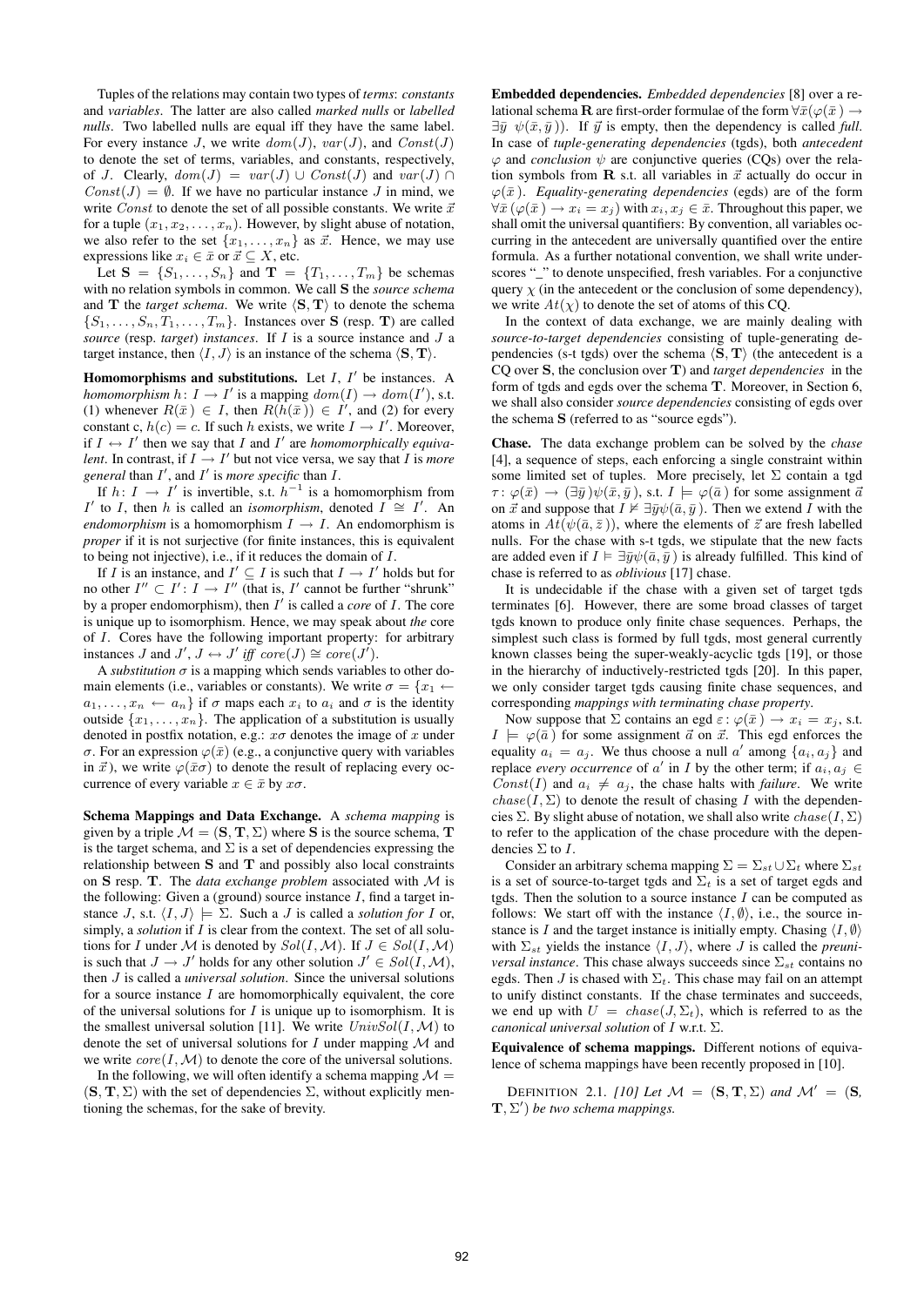Tuples of the relations may contain two types of *terms*: *constants* and *variables*. The latter are also called *marked nulls* or *labelled nulls*. Two labelled nulls are equal iff they have the same label. For every instance $J$, we write $dom(J)$, $var(J)$, and $Const(J)$ to denote the set of terms, variables, and constants, respectively, of $J$. Clearly, $dom(J) = var(J) \cup Const(J)$ and $var(J) \cap Const(J) = \emptyset$. If we have no particular instance $J$ in mind, we write $Const$ to denote the set of all possible constants. We write $\vec{x}$ for a tuple $(x_1, x_2, \ldots, x_n)$. However, by slight abuse of notation, we also refer to the set $\{x_1, \ldots, x_n\}$ as $\vec{x}$. Hence, we may use expressions like $x_i \in \bar{x}$ or $\vec{x} \subseteq X$, etc.

Let $\mathbf{S} = \{S_1, \ldots, S_n\}$ and $\mathbf{T} = \{T_1, \ldots, T_m\}$ be schemas with no relation symbols in common. We call $\mathbf{S}$ the *source schema* and $\mathbf{T}$ the *target schema*. We write $\langle \mathbf{S}, \mathbf{T} \rangle$ to denote the schema $\{S_1, \ldots, S_n, T_1, \ldots, T_m\}$. Instances over $\mathbf{S}$ (resp. $\mathbf{T}$) are called *source* (resp. *target*) *instances*. If $I$ is a source instance and $J$ a target instance, then $\langle I, J \rangle$ is an instance of the schema $\langle \mathbf{S}, \mathbf{T} \rangle$.

**Homomorphisms and substitutions.** Let $I$, $I'$ be instances. A *homomorphism* $h\colon I \to I'$ is a mapping $dom(I) \to dom(I')$, s.t. (1) whenever $R(\bar{x}) \in I$, then $R(h(\bar{x})) \in I'$, and (2) for every constant c, $h(c) = c$. If such $h$ exists, we write $I \to I'$. Moreover, if $I \leftrightarrow I'$ then we say that $I$ and $I'$ are *homomorphically equivalent*. In contrast, if $I \to I'$ but not vice versa, we say that $I$ is *more general* than $I'$, and $I'$ is *more specific* than $I$.

If $h\colon I \to I'$ is invertible, s.t. $h^{-1}$ is a homomorphism from $I'$ to $I$, then $h$ is called an *isomorphism*, denoted $I \cong I'$. An *endomorphism* is a homomorphism $I \to I$. An endomorphism is *proper* if it is not surjective (for finite instances, this is equivalent to being not injective), i.e., if it reduces the domain of $I$.

If $I$ is an instance, and $I' \subseteq I$ is such that $I \to I'$ holds but for no other $I'' \subset I'$: $I \to I''$ (that is, $I'$ cannot be further "shrunk" by a proper endomorphism), then $I'$ is called a *core* of $I$. The core is unique up to isomorphism. Hence, we may speak about *the* core of $I$. Cores have the following important property: for arbitrary instances $J$ and $J'$, $J \leftrightarrow J'$ *iff* $core(J) \cong core(J')$.

A *substitution* $\sigma$ is a mapping which sends variables to other domain elements (i.e., variables or constants). We write $\sigma = \{x_1 \leftarrow a_1, \ldots, x_n \leftarrow a_n\}$ if $\sigma$ maps each $x_i$ to $a_i$ and $\sigma$ is the identity outside $\{x_1, \ldots, x_n\}$. The application of a substitution is usually denoted in postfix notation, e.g.: $x\sigma$ denotes the image of $x$ under $\sigma$. For an expression $\varphi(\bar{x})$ (e.g., a conjunctive query with variables in $\vec{x}$), we write $\varphi(\bar{x}\sigma)$ to denote the result of replacing every occurrence of every variable $x \in \bar{x}$ by $x\sigma$.

**Schema Mappings and Data Exchange.** A *schema mapping* is given by a triple $\mathcal{M} = (\mathbf{S}, \mathbf{T}, \Sigma)$ where $\mathbf{S}$ is the source schema, $\mathbf{T}$ is the target schema, and $\Sigma$ is a set of dependencies expressing the relationship between $\mathbf{S}$ and $\mathbf{T}$ and possibly also local constraints on $\mathbf{S}$ resp. $\mathbf{T}$. The *data exchange problem* associated with $\mathcal{M}$ is the following: Given a (ground) source instance $I$, find a target instance $J$, s.t. $\langle I, J \rangle \models \Sigma$. Such a $J$ is called a *solution for* $I$ or, simply, a *solution* if $I$ is clear from the context. The set of all solutions for $I$ under $\mathcal{M}$ is denoted by $Sol(I, \mathcal{M})$. If $J \in Sol(I, \mathcal{M})$ is such that $J \to J'$ holds for any other solution $J' \in Sol(I, \mathcal{M})$, then $J$ is called a *universal solution*. Since the universal solutions for a source instance $I$ are homomorphically equivalent, the core of the universal solutions for $I$ is unique up to isomorphism. It is the smallest universal solution [11]. We write $UnivSol(I, \mathcal{M})$ to denote the set of universal solutions for $I$ under mapping $\mathcal{M}$ and we write $core(I, \mathcal{M})$ to denote the core of the universal solutions.

In the following, we will often identify a schema mapping $\mathcal{M} = (\mathbf{S}, \mathbf{T}, \Sigma)$ with the set of dependencies $\Sigma$, without explicitly mentioning the schemas, for the sake of brevity.

**Embedded dependencies.** *Embedded dependencies* [8] over a relational schema $\mathbf{R}$ are first-order formulae of the form $\forall \bar{x}(\varphi(\bar{x}) \to \exists \bar{y}\ \psi(\bar{x}, \bar{y}))$. If $\vec{y}$ is empty, then the dependency is called *full*. In case of *tuple-generating dependencies* (tgds), both *antecedent* $\varphi$ and *conclusion* $\psi$ are conjunctive queries (CQs) over the relation symbols from $\mathbf{R}$ s.t. all variables in $\vec{x}$ actually do occur in $\varphi(\bar{x})$. *Equality-generating dependencies* (egds) are of the form $\forall \bar{x}\,(\varphi(\bar{x}) \to x_i = x_j)$ with $x_i, x_j \in \bar{x}$. Throughout this paper, we shall omit the universal quantifiers: By convention, all variables occurring in the antecedent are universally quantified over the entire formula. As a further notational convention, we shall write underscores "_" to denote unspecified, fresh variables. For a conjunctive query $\chi$ (in the antecedent or the conclusion of some dependency), we write $At(\chi)$ to denote the set of atoms of this CQ.

In the context of data exchange, we are mainly dealing with *source-to-target dependencies* consisting of tuple-generating dependencies (s-t tgds) over the schema $\langle \mathbf{S}, \mathbf{T} \rangle$ (the antecedent is a CQ over $\mathbf{S}$, the conclusion over $\mathbf{T}$) and *target dependencies* in the form of tgds and egds over the schema $\mathbf{T}$. Moreover, in Section 6, we shall also consider *source dependencies* consisting of egds over the schema $\mathbf{S}$ (referred to as "source egds").

**Chase.** The data exchange problem can be solved by the *chase* [4], a sequence of steps, each enforcing a single constraint within some limited set of tuples. More precisely, let $\Sigma$ contain a tgd $\tau\colon \varphi(\bar{x}) \to (\exists \bar{y})\psi(\bar{x}, \bar{y})$, s.t. $I \models \varphi(\bar{a})$ for some assignment $\vec{a}$ on $\vec{x}$ and suppose that $I \nvDash \exists \bar{y}\psi(\bar{a}, \bar{y})$. Then we extend $I$ with the atoms in $At(\psi(\bar{a}, \bar{z}))$, where the elements of $\vec{z}$ are fresh labelled nulls. For the chase with s-t tgds, we stipulate that the new facts are added even if $I \vDash \exists \bar{y}\psi(\bar{a}, \bar{y})$ is already fulfilled. This kind of chase is referred to as *oblivious* [17] chase.

It is undecidable if the chase with a given set of target tgds terminates [6]. However, there are some broad classes of target tgds known to produce only finite chase sequences. Perhaps, the simplest such class is formed by full tgds, most general currently known classes being the super-weakly-acyclic tgds [19], or those in the hierarchy of inductively-restricted tgds [20]. In this paper, we only consider target tgds causing finite chase sequences, and corresponding *mappings with terminating chase property*.

Now suppose that $\Sigma$ contains an egd $\varepsilon\colon \varphi(\bar{x}) \to x_i = x_j$, s.t. $I \models \varphi(\bar{a})$ for some assignment $\vec{a}$ on $\vec{x}$. This egd enforces the equality $a_i = a_j$. We thus choose a null $a'$ among $\{a_i, a_j\}$ and replace *every occurrence* of $a'$ in $I$ by the other term; if $a_i, a_j \in Const(I)$ and $a_i \neq a_j$, the chase halts with *failure*. We write $chase(I, \Sigma)$ to denote the result of chasing $I$ with the dependencies $\Sigma$. By slight abuse of notation, we shall also write $chase(I, \Sigma)$ to refer to the application of the chase procedure with the dependencies $\Sigma$ to $I$.

Consider an arbitrary schema mapping $\Sigma = \Sigma_{st} \cup \Sigma_t$ where $\Sigma_{st}$ is a set of source-to-target tgds and $\Sigma_t$ is a set of target egds and tgds. Then the solution to a source instance $I$ can be computed as follows: We start off with the instance $\langle I, \emptyset \rangle$, i.e., the source instance is $I$ and the target instance is initially empty. Chasing $\langle I, \emptyset \rangle$ with $\Sigma_{st}$ yields the instance $\langle I, J \rangle$, where $J$ is called the *preuniversal instance*. This chase always succeeds since $\Sigma_{st}$ contains no egds. Then $J$ is chased with $\Sigma_t$. This chase may fail on an attempt to unify distinct constants. If the chase terminates and succeeds, we end up with $U = chase(J, \Sigma_t)$, which is referred to as the *canonical universal solution* of $I$ w.r.t. $\Sigma$.

**Equivalence of schema mappings.** Different notions of equivalence of schema mappings have been recently proposed in [10].

DEFINITION 2.1. *[10] Let $\mathcal{M} = (\mathbf{S}, \mathbf{T}, \Sigma)$ and $\mathcal{M}' = (\mathbf{S}, \mathbf{T}, \Sigma')$ be two schema mappings.*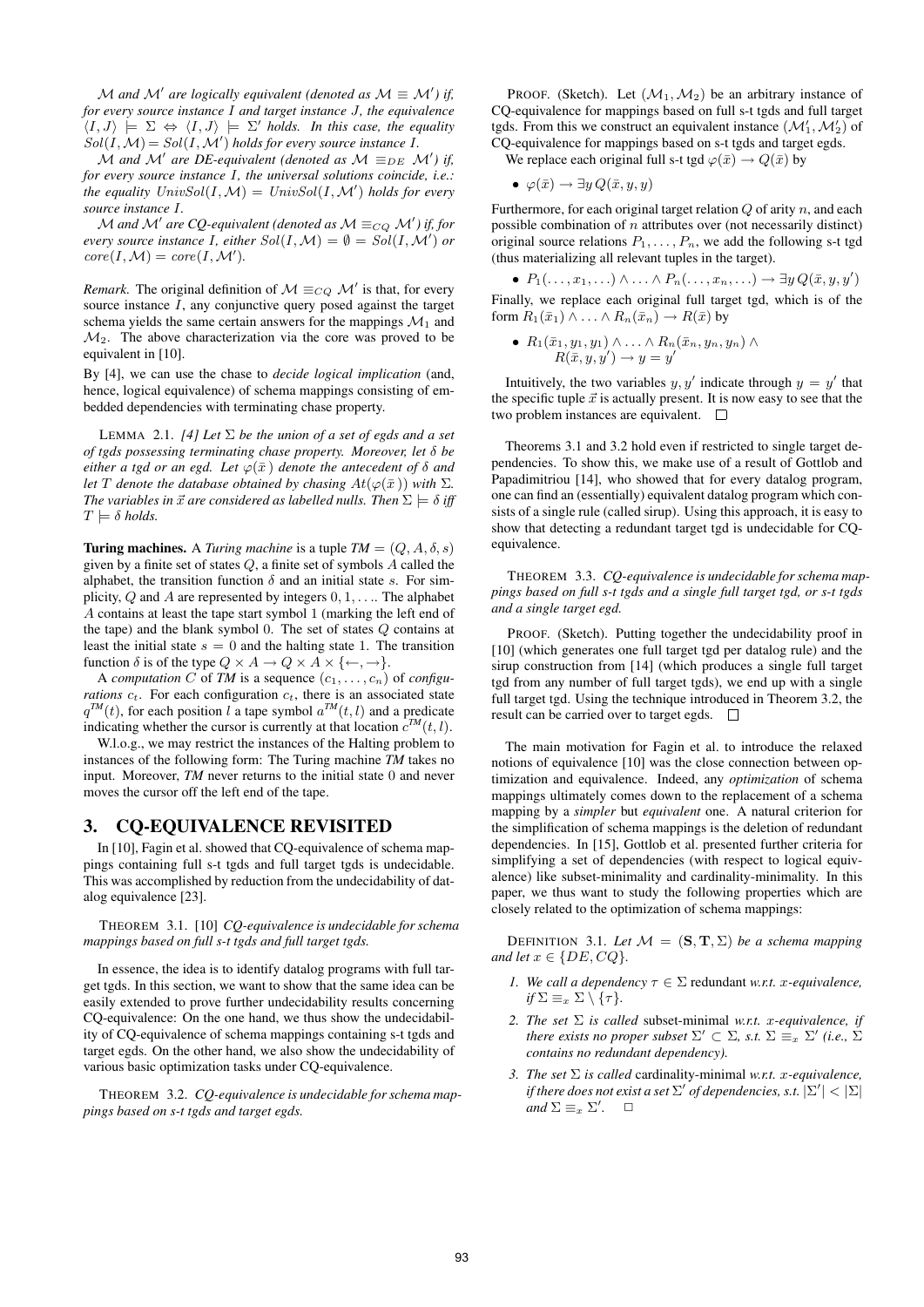$\mathcal{M}$ *and* $\mathcal{M}'$ *are logically equivalent (denoted as* $\mathcal{M} \equiv \mathcal{M}'$*) if, for every source instance* $I$ *and target instance* $J$*, the equivalence* $\langle I, J\rangle \models \Sigma \Leftrightarrow \langle I, J\rangle \models \Sigma'$ *holds. In this case, the equality* $Sol(I, \mathcal{M}) = Sol(I, \mathcal{M}')$ *holds for every source instance* $I$*.*

$\mathcal{M}$ *and* $\mathcal{M}'$ *are DE-equivalent (denoted as* $\mathcal{M} \equiv_{DE} \mathcal{M}'$*) if, for every source instance* $I$*, the universal solutions coincide, i.e.: the equality* $UnivSol(I, \mathcal{M}) = UnivSol(I, \mathcal{M}')$ *holds for every source instance* $I$*.*

$\mathcal{M}$ *and* $\mathcal{M}'$ *are CQ-equivalent (denoted as* $\mathcal{M} \equiv_{CQ} \mathcal{M}'$*) if, for every source instance* $I$*, either* $Sol(I, \mathcal{M}) = \emptyset = Sol(I, \mathcal{M}')$ *or* $core(I, \mathcal{M}) = core(I, \mathcal{M}')$*.*

*Remark.* The original definition of $\mathcal{M} \equiv_{CQ} \mathcal{M}'$ is that, for every source instance $I$, any conjunctive query posed against the target schema yields the same certain answers for the mappings $\mathcal{M}_1$ and $\mathcal{M}_2$. The above characterization via the core was proved to be equivalent in [10].

By [4], we can use the chase to *decide logical implication* (and, hence, logical equivalence) of schema mappings consisting of embedded dependencies with terminating chase property.

LEMMA 2.1. *[4] Let* $\Sigma$ *be the union of a set of egds and a set of tgds possessing terminating chase property. Moreover, let* $\delta$ *be either a tgd or an egd. Let* $\varphi(\bar{x})$ *denote the antecedent of* $\delta$ *and let* $T$ *denote the database obtained by chasing* $At(\varphi(\bar{x}))$ *with* $\Sigma$*. The variables in* $\vec{x}$ *are considered as labelled nulls. Then* $\Sigma \models \delta$ *iff* $T \models \delta$ *holds.*

**Turing machines.** A *Turing machine* is a tuple $TM = (Q, A, \delta, s)$ given by a finite set of states $Q$, a finite set of symbols $A$ called the alphabet, the transition function $\delta$ and an initial state $s$. For simplicity, $Q$ and $A$ are represented by integers $0, 1, \ldots$. The alphabet $A$ contains at least the tape start symbol 1 (marking the left end of the tape) and the blank symbol 0. The set of states $Q$ contains at least the initial state $s = 0$ and the halting state 1. The transition function $\delta$ is of the type $Q \times A \rightarrow Q \times A \times \{\leftarrow, \rightarrow\}$.

A *computation* $C$ of *TM* is a sequence $(c_1, \ldots, c_n)$ of *configurations* $c_t$. For each configuration $c_t$, there is an associated state $q^{TM}(t)$, for each position $l$ a tape symbol $a^{TM}(t, l)$ and a predicate indicating whether the cursor is currently at that location $c^{TM}(t, l)$.

W.l.o.g., we may restrict the instances of the Halting problem to instances of the following form: The Turing machine *TM* takes no input. Moreover, *TM* never returns to the initial state 0 and never moves the cursor off the left end of the tape.

## 3. CQ-EQUIVALENCE REVISITED

In [10], Fagin et al. showed that CQ-equivalence of schema mappings containing full s-t tgds and full target tgds is undecidable. This was accomplished by reduction from the undecidability of datalog equivalence [23].

THEOREM 3.1. [10] *CQ-equivalence is undecidable for schema mappings based on full s-t tgds and full target tgds.*

In essence, the idea is to identify datalog programs with full target tgds. In this section, we want to show that the same idea can be easily extended to prove further undecidability results concerning CQ-equivalence: On the one hand, we thus show the undecidability of CQ-equivalence of schema mappings containing s-t tgds and target egds. On the other hand, we also show the undecidability of various basic optimization tasks under CQ-equivalence.

THEOREM 3.2. *CQ-equivalence is undecidable for schema mappings based on s-t tgds and target egds.*

PROOF. (Sketch). Let $(\mathcal{M}_1, \mathcal{M}_2)$ be an arbitrary instance of CQ-equivalence for mappings based on full s-t tgds and full target tgds. From this we construct an equivalent instance $(\mathcal{M}'_1, \mathcal{M}'_2)$ of CQ-equivalence for mappings based on s-t tgds and target egds.

We replace each original full s-t tgd $\varphi(\bar{x}) \rightarrow Q(\bar{x})$ by

- $\varphi(\bar{x}) \rightarrow \exists y\, Q(\bar{x}, y, y)$

Furthermore, for each original target relation $Q$ of arity $n$, and each possible combination of $n$ attributes over (not necessarily distinct) original source relations $P_1, \ldots, P_n$, we add the following s-t tgd (thus materializing all relevant tuples in the target).

- $P_1(\ldots, x_1, \ldots) \wedge \ldots \wedge P_n(\ldots, x_n, \ldots) \rightarrow \exists y\, Q(\bar{x}, y, y')$

Finally, we replace each original full target tgd, which is of the form $R_1(\bar{x}_1) \wedge \ldots \wedge R_n(\bar{x}_n) \rightarrow R(\bar{x})$ by

- $R_1(\bar{x}_1, y_1, y_1) \wedge \ldots \wedge R_n(\bar{x}_n, y_n, y_n) \wedge$
  $R(\bar{x}, y, y') \rightarrow y = y'$

Intuitively, the two variables $y, y'$ indicate through $y = y'$ that the specific tuple $\vec{x}$ is actually present. It is now easy to see that the two problem instances are equivalent. $\square$

Theorems 3.1 and 3.2 hold even if restricted to single target dependencies. To show this, we make use of a result of Gottlob and Papadimitriou [14], who showed that for every datalog program, one can find an (essentially) equivalent datalog program which consists of a single rule (called sirup). Using this approach, it is easy to show that detecting a redundant target tgd is undecidable for CQ-equivalence.

THEOREM 3.3. *CQ-equivalence is undecidable for schema mappings based on full s-t tgds and a single full target tgd, or s-t tgds and a single target egd.*

PROOF. (Sketch). Putting together the undecidability proof in [10] (which generates one full target tgd per datalog rule) and the sirup construction from [14] (which produces a single full target tgd from any number of full target tgds), we end up with a single full target tgd. Using the technique introduced in Theorem 3.2, the result can be carried over to target egds. $\square$

The main motivation for Fagin et al. to introduce the relaxed notions of equivalence [10] was the close connection between optimization and equivalence. Indeed, any *optimization* of schema mappings ultimately comes down to the replacement of a schema mapping by a *simpler* but *equivalent* one. A natural criterion for the simplification of schema mappings is the deletion of redundant dependencies. In [15], Gottlob et al. presented further criteria for simplifying a set of dependencies (with respect to logical equivalence) like subset-minimality and cardinality-minimality. In this paper, we thus want to study the following properties which are closely related to the optimization of schema mappings:

DEFINITION 3.1. *Let* $\mathcal{M} = (\mathbf{S}, \mathbf{T}, \Sigma)$ *be a schema mapping and let* $x \in \{DE, CQ\}$*.*

1. *We call a dependency* $\tau \in \Sigma$ redundant *w.r.t.* $x$*-equivalence, if* $\Sigma \equiv_x \Sigma \setminus \{\tau\}$*.*
2. *The set* $\Sigma$ *is called* subset-minimal *w.r.t.* $x$*-equivalence, if there exists no proper subset* $\Sigma' \subset \Sigma$*, s.t.* $\Sigma \equiv_x \Sigma'$ *(i.e.,* $\Sigma$ *contains no redundant dependency).*
3. *The set* $\Sigma$ *is called* cardinality-minimal *w.r.t.* $x$*-equivalence, if there does not exist a set* $\Sigma'$ *of dependencies, s.t.* $|\Sigma'| < |\Sigma|$ *and* $\Sigma \equiv_x \Sigma'$*.* $\square$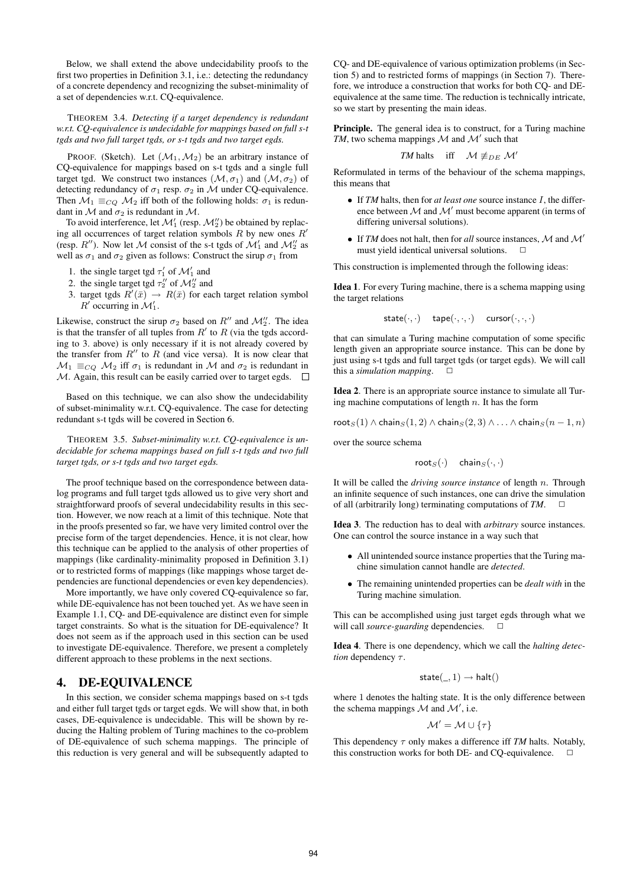Below, we shall extend the above undecidability proofs to the first two properties in Definition 3.1, i.e.: detecting the redundancy of a concrete dependency and recognizing the subset-minimality of a set of dependencies w.r.t. CQ-equivalence.

THEOREM 3.4. *Detecting if a target dependency is redundant w.r.t. CQ-equivalence is undecidable for mappings based on full s-t tgds and two full target tgds, or s-t tgds and two target egds.*

PROOF. (Sketch). Let $(\mathcal{M}_1, \mathcal{M}_2)$ be an arbitrary instance of CQ-equivalence for mappings based on s-t tgds and a single full target tgd. We construct two instances $(\mathcal{M}, \sigma_1)$ and $(\mathcal{M}, \sigma_2)$ of detecting redundancy of $\sigma_1$ resp. $\sigma_2$ in $\mathcal{M}$ under CQ-equivalence. Then $\mathcal{M}_1 \equiv_{CQ} \mathcal{M}_2$ iff both of the following holds: $\sigma_1$ is redundant in $\mathcal{M}$ and $\sigma_2$ is redundant in $\mathcal{M}$.

To avoid interference, let $\mathcal{M}_1'$ (resp. $\mathcal{M}_2''$) be obtained by replacing all occurrences of target relation symbols $R$ by new ones $R'$ (resp. $R''$). Now let $\mathcal{M}$ consist of the s-t tgds of $\mathcal{M}_1'$ and $\mathcal{M}_2''$ as well as $\sigma_1$ and $\sigma_2$ given as follows: Construct the sirup $\sigma_1$ from

1. the single target tgd $\tau_1'$ of $\mathcal{M}_1'$ and
2. the single target tgd $\tau_2''$ of $\mathcal{M}_2''$ and
3. target tgds $R'(\bar{x}) \rightarrow R(\bar{x})$ for each target relation symbol $R'$ occurring in $\mathcal{M}_1'$.

Likewise, construct the sirup $\sigma_2$ based on $R''$ and $\mathcal{M}_2''$. The idea is that the transfer of all tuples from $R'$ to $R$ (via the tgds according to 3. above) is only necessary if it is not already covered by the transfer from $R''$ to $R$ (and vice versa). It is now clear that $\mathcal{M}_1 \equiv_{CQ} \mathcal{M}_2$ iff $\sigma_1$ is redundant in $\mathcal{M}$ and $\sigma_2$ is redundant in $\mathcal{M}$. Again, this result can be easily carried over to target egds. ☐

Based on this technique, we can also show the undecidability of subset-minimality w.r.t. CQ-equivalence. The case for detecting redundant s-t tgds will be covered in Section 6.

THEOREM 3.5. *Subset-minimality w.r.t. CQ-equivalence is undecidable for schema mappings based on full s-t tgds and two full target tgds, or s-t tgds and two target egds.*

The proof technique based on the correspondence between datalog programs and full target tgds allowed us to give very short and straightforward proofs of several undecidability results in this section. However, we now reach at a limit of this technique. Note that in the proofs presented so far, we have very limited control over the precise form of the target dependencies. Hence, it is not clear, how this technique can be applied to the analysis of other properties of mappings (like cardinality-minimality proposed in Definition 3.1) or to restricted forms of mappings (like mappings whose target dependencies are functional dependencies or even key dependencies).

More importantly, we have only covered CQ-equivalence so far, while DE-equivalence has not been touched yet. As we have seen in Example 1.1, CQ- and DE-equivalence are distinct even for simple target constraints. So what is the situation for DE-equivalence? It does not seem as if the approach used in this section can be used to investigate DE-equivalence. Therefore, we present a completely different approach to these problems in the next sections.

# 4. DE-EQUIVALENCE

In this section, we consider schema mappings based on s-t tgds and either full target tgds or target egds. We will show that, in both cases, DE-equivalence is undecidable. This will be shown by reducing the Halting problem of Turing machines to the co-problem of DE-equivalence of such schema mappings. The principle of this reduction is very general and will be subsequently adapted to CQ- and DE-equivalence of various optimization problems (in Section 5) and to restricted forms of mappings (in Section 7). Therefore, we introduce a construction that works for both CQ- and DE-equivalence at the same time. The reduction is technically intricate, so we start by presenting the main ideas.

**Principle.** The general idea is to construct, for a Turing machine *TM*, two schema mappings $\mathcal{M}$ and $\mathcal{M}'$ such that

$$\textit{TM} \text{ halts} \quad \text{iff} \quad \mathcal{M} \not\equiv_{DE} \mathcal{M}'$$

Reformulated in terms of the behaviour of the schema mappings, this means that

- If *TM* halts, then for *at least one* source instance $I$, the difference between $\mathcal{M}$ and $\mathcal{M}'$ must become apparent (in terms of differing universal solutions).
- If *TM* does not halt, then for *all* source instances, $\mathcal{M}$ and $\mathcal{M}'$ must yield identical universal solutions. ☐

This construction is implemented through the following ideas:

**Idea 1**. For every Turing machine, there is a schema mapping using the target relations

$$\mathsf{state}(\cdot,\cdot) \quad \mathsf{tape}(\cdot,\cdot,\cdot) \quad \mathsf{cursor}(\cdot,\cdot,\cdot)$$

that can simulate a Turing machine computation of some specific length given an appropriate source instance. This can be done by just using s-t tgds and full target tgds (or target egds). We will call this a *simulation mapping*. ☐

**Idea 2**. There is an appropriate source instance to simulate all Turing machine computations of length $n$. It has the form

$$\mathsf{root}_S(1) \wedge \mathsf{chain}_S(1,2) \wedge \mathsf{chain}_S(2,3) \wedge \ldots \wedge \mathsf{chain}_S(n-1,n)$$

over the source schema

$$\mathsf{root}_S(\cdot) \quad \mathsf{chain}_S(\cdot,\cdot)$$

It will be called the *driving source instance* of length $n$. Through an infinite sequence of such instances, one can drive the simulation of all (arbitrarily long) terminating computations of *TM*. ☐

**Idea 3**. The reduction has to deal with *arbitrary* source instances. One can control the source instance in a way such that

- All unintended source instance properties that the Turing machine simulation cannot handle are *detected*.
- The remaining unintended properties can be *dealt with* in the Turing machine simulation.

This can be accomplished using just target egds through what we will call *source-guarding* dependencies. ☐

**Idea 4**. There is one dependency, which we call the *halting detection* dependency $\tau$.

$$\mathsf{state}(\_,1) \rightarrow \mathsf{halt}()$$

where 1 denotes the halting state. It is the only difference between the schema mappings $\mathcal{M}$ and $\mathcal{M}'$, i.e.

$$\mathcal{M}' = \mathcal{M} \cup \{\tau\}$$

This dependency $\tau$ only makes a difference iff *TM* halts. Notably, this construction works for both DE- and CQ-equivalence. ☐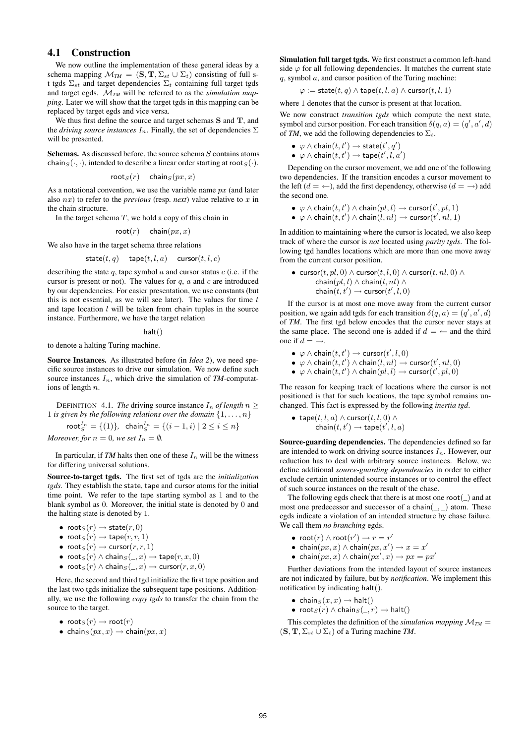## 4.1 Construction

We now outline the implementation of these general ideas by a schema mapping $\mathcal{M}_{TM} = (\mathbf{S}, \mathbf{T}, \Sigma_{st} \cup \Sigma_t)$ consisting of full s-t tgds $\Sigma_{st}$ and target dependencies $\Sigma_t$ containing full target tgds and target egds. $\mathcal{M}_{TM}$ will be referred to as the *simulation mapping*. Later we will show that the target tgds in this mapping can be replaced by target egds and vice versa.

We thus first define the source and target schemas $\mathbf{S}$ and $\mathbf{T}$, and the *driving source instances* $I_n$. Finally, the set of dependencies $\Sigma$ will be presented.

**Schemas.** As discussed before, the source schema $S$ contains atoms $\mathsf{chain}_S(\cdot,\cdot)$, intended to describe a linear order starting at $\mathsf{root}_S(\cdot)$.

$$\mathsf{root}_S(r) \quad \mathsf{chain}_S(px, x)$$

As a notational convention, we use the variable name $px$ (and later also $nx$) to refer to the *previous* (resp. *next*) value relative to $x$ in the chain structure.

In the target schema $T$, we hold a copy of this chain in

$$\mathsf{root}(r) \quad \mathsf{chain}(px, x)$$

We also have in the target schema three relations

$$\mathsf{state}(t, q) \quad \mathsf{tape}(t, l, a) \quad \mathsf{cursor}(t, l, c)$$

describing the state $q$, tape symbol $a$ and cursor status $c$ (i.e. if the cursor is present or not). The values for $q$, $a$ and $c$ are introduced by our dependencies. For easier presentation, we use constants (but this is not essential, as we will see later). The values for time $t$ and tape location $l$ will be taken from $\mathsf{chain}$ tuples in the source instance. Furthermore, we have the target relation

$$\mathsf{halt}()$$

to denote a halting Turing machine.

**Source Instances.** As illustrated before (in *Idea 2*), we need specific source instances to drive our simulation. We now define such source instances $I_n$, which drive the simulation of *TM*-computations of length $n$.

DEFINITION 4.1. *The* driving source instance $I_n$ *of length* $n \geq 1$ *is given by the following relations over the domain* $\{1, \ldots, n\}$

$$\mathsf{root}_S^{I_n} = \{(1)\}, \quad \mathsf{chain}_S^{I_n} = \{(i-1, i) \mid 2 \leq i \leq n\}$$

*Moreover, for* $n = 0$*, we set* $I_n = \emptyset$.

In particular, if *TM* halts then one of these $I_n$ will be the witness for differing universal solutions.

**Source-to-target tgds.** The first set of tgds are the *initialization tgds*. They establish the $\mathsf{state}$, $\mathsf{tape}$ and $\mathsf{cursor}$ atoms for the initial time point. We refer to the tape starting symbol as 1 and to the blank symbol as 0. Moreover, the initial state is denoted by 0 and the halting state is denoted by 1.

- $\mathsf{root}_S(r) \rightarrow \mathsf{state}(r, 0)$
- $\mathsf{root}_S(r) \rightarrow \mathsf{tape}(r, r, 1)$
- $\mathsf{root}_S(r) \rightarrow \mathsf{cursor}(r, r, 1)$
- $\mathsf{root}_S(r) \wedge \mathsf{chain}_S(\_, x) \rightarrow \mathsf{tape}(r, x, 0)$
- $\mathsf{root}_S(r) \wedge \mathsf{chain}_S(\_, x) \rightarrow \mathsf{cursor}(r, x, 0)$

Here, the second and third tgd initialize the first tape position and the last two tgds initialize the subsequent tape positions. Additionally, we use the following *copy tgds* to transfer the chain from the source to the target.

- $\mathsf{root}_S(r) \rightarrow \mathsf{root}(r)$
- $\mathsf{chain}_S(px, x) \rightarrow \mathsf{chain}(px, x)$

**Simulation full target tgds.** We first construct a common left-hand side $\varphi$ for all following dependencies. It matches the current state $q$, symbol $a$, and cursor position of the Turing machine:

$$\varphi := \mathsf{state}(t, q) \wedge \mathsf{tape}(t, l, a) \wedge \mathsf{cursor}(t, l, 1)$$

where 1 denotes that the cursor is present at that location.

We now construct *transition tgds* which compute the next state, symbol and cursor position. For each transition $\delta(q, a) = (q', a', d)$ of *TM*, we add the following dependencies to $\Sigma_t$.

- $\varphi \wedge \mathsf{chain}(t, t') \rightarrow \mathsf{state}(t', q')$
- $\varphi \wedge \mathsf{chain}(t, t') \rightarrow \mathsf{tape}(t', l, a')$

Depending on the cursor movement, we add one of the following two dependencies. If the transition encodes a cursor movement to the left ($d = \leftarrow$), add the first dependency, otherwise ($d = \rightarrow$) add the second one.

- $\varphi \wedge \mathsf{chain}(t, t') \wedge \mathsf{chain}(pl, l) \rightarrow \mathsf{cursor}(t', pl, 1)$
- $\varphi \wedge \mathsf{chain}(t, t') \wedge \mathsf{chain}(l, nl) \rightarrow \mathsf{cursor}(t', nl, 1)$

In addition to maintaining where the cursor is located, we also keep track of where the cursor is *not* located using *parity tgds*. The following tgd handles locations which are more than one move away from the current cursor position.

- $\mathsf{cursor}(t, pl, 0) \wedge \mathsf{cursor}(t, l, 0) \wedge \mathsf{cursor}(t, nl, 0) \wedge$
  $\mathsf{chain}(pl, l) \wedge \mathsf{chain}(l, nl) \wedge$
  $\mathsf{chain}(t, t') \rightarrow \mathsf{cursor}(t', l, 0)$

If the cursor is at most one move away from the current cursor position, we again add tgds for each transition $\delta(q, a) = (q', a', d)$ of *TM*. The first tgd below encodes that the cursor never stays at the same place. The second one is added if $d = \leftarrow$ and the third one if $d = \rightarrow$.

- $\varphi \wedge \mathsf{chain}(t, t') \rightarrow \mathsf{cursor}(t', l, 0)$
- $\varphi \wedge \mathsf{chain}(t, t') \wedge \mathsf{chain}(l, nl) \rightarrow \mathsf{cursor}(t', nl, 0)$
- $\varphi \wedge \mathsf{chain}(t, t') \wedge \mathsf{chain}(pl, l) \rightarrow \mathsf{cursor}(t', pl, 0)$

The reason for keeping track of locations where the cursor is not positioned is that for such locations, the tape symbol remains unchanged. This fact is expressed by the following *inertia tgd*.

- $\mathsf{tape}(t, l, a) \wedge \mathsf{cursor}(t, l, 0) \wedge$
  $\mathsf{chain}(t, t') \rightarrow \mathsf{tape}(t', l, a)$

**Source-guarding dependencies.** The dependencies defined so far are intended to work on driving source instances $I_n$. However, our reduction has to deal with arbitrary source instances. Below, we define additional *source-guarding dependencies* in order to either exclude certain unintended source instances or to control the effect of such source instances on the result of the chase.

The following egds check that there is at most one $\mathsf{root}(\_)$ and at most one predecessor and successor of a $\mathsf{chain}(\_,\_)$ atom. These egds indicate a violation of an intended structure by chase failure. We call them *no branching* egds.

- $\mathsf{root}(r) \wedge \mathsf{root}(r') \rightarrow r = r'$
- $\mathsf{chain}(px, x) \wedge \mathsf{chain}(px, x') \rightarrow x = x'$
- $\mathsf{chain}(px, x) \wedge \mathsf{chain}(px', x) \rightarrow px = px'$

Further deviations from the intended layout of source instances are not indicated by failure, but by *notification*. We implement this notification by indicating $\mathsf{halt}()$.

- $\mathsf{chain}_S(x, x) \rightarrow \mathsf{halt}()$
- $\mathsf{root}_S(r) \wedge \mathsf{chain}_S(\_, r) \rightarrow \mathsf{halt}()$

This completes the definition of the *simulation mapping* $\mathcal{M}_{TM} = (\mathbf{S}, \mathbf{T}, \Sigma_{st} \cup \Sigma_t)$ of a Turing machine *TM*.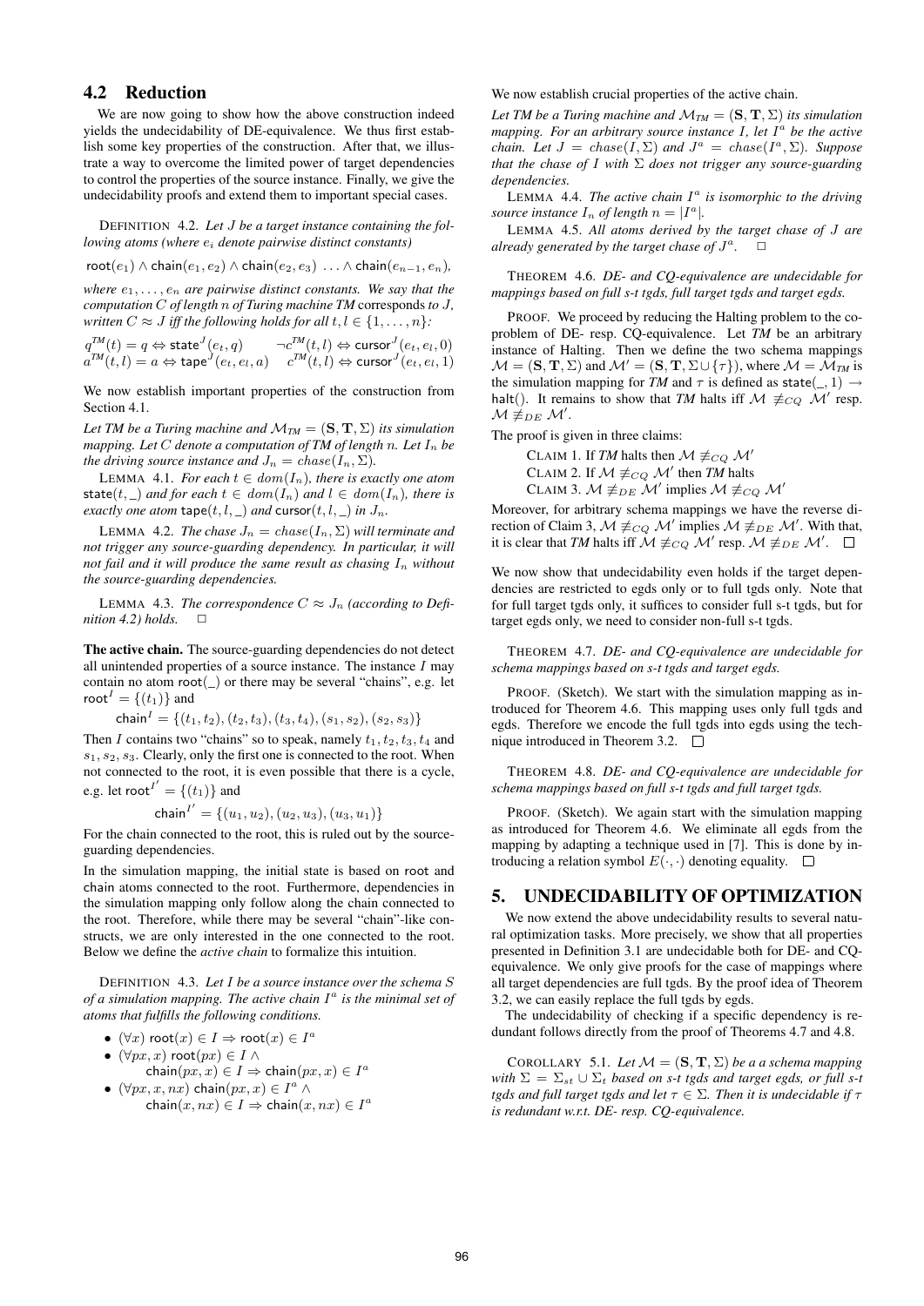## 4.2 Reduction

We are now going to show how the above construction indeed yields the undecidability of DE-equivalence. We thus first establish some key properties of the construction. After that, we illustrate a way to overcome the limited power of target dependencies to control the properties of the source instance. Finally, we give the undecidability proofs and extend them to important special cases.

DEFINITION 4.2. *Let $J$ be a target instance containing the following atoms (where $e_i$ denote pairwise distinct constants)*

$$\mathsf{root}(e_1) \wedge \mathsf{chain}(e_1, e_2) \wedge \mathsf{chain}(e_2, e_3) \ \ldots \wedge \mathsf{chain}(e_{n-1}, e_n),$$

*where $e_1, \ldots, e_n$ are pairwise distinct constants. We say that the computation $C$ of length $n$ of Turing machine TM* corresponds *to $J$, written $C \approx J$ iff the following holds for all $t, l \in \{1, \ldots, n\}$:*

$$q^{TM}(t) = q \Leftrightarrow \mathsf{state}^J(e_t, q) \qquad \neg c^{TM}(t, l) \Leftrightarrow \mathsf{cursor}^J(e_t, e_l, 0)$$
$$a^{TM}(t, l) = a \Leftrightarrow \mathsf{tape}^J(e_t, e_l, a) \qquad c^{TM}(t, l) \Leftrightarrow \mathsf{cursor}^J(e_t, e_l, 1)$$

We now establish important properties of the construction from Section 4.1.

*Let TM be a Turing machine and $\mathcal{M}_{TM} = (\mathbf{S}, \mathbf{T}, \Sigma)$ its simulation mapping. Let $C$ denote a computation of TM of length $n$. Let $I_n$ be the driving source instance and $J_n = chase(I_n, \Sigma)$.*

LEMMA 4.1. *For each $t \in dom(I_n)$, there is exactly one atom $\mathsf{state}(t, \_)$ and for each $t \in dom(I_n)$ and $l \in dom(I_n)$, there is exactly one atom $\mathsf{tape}(t, l, \_)$ and $\mathsf{cursor}(t, l, \_)$ in $J_n$.*

LEMMA 4.2. *The chase $J_n = chase(I_n, \Sigma)$ will terminate and not trigger any source-guarding dependency. In particular, it will not fail and it will produce the same result as chasing $I_n$ without the source-guarding dependencies.*

LEMMA 4.3. *The correspondence $C \approx J_n$ (according to Definition 4.2) holds.* $\square$

**The active chain.** The source-guarding dependencies do not detect all unintended properties of a source instance. The instance $I$ may contain no atom $\mathsf{root}(\_)$ or there may be several "chains", e.g. let $\mathsf{root}^I = \{(t_1)\}$ and

$$\mathsf{chain}^I = \{(t_1, t_2), (t_2, t_3), (t_3, t_4), (s_1, s_2), (s_2, s_3)\}$$

Then $I$ contains two "chains" so to speak, namely $t_1, t_2, t_3, t_4$ and $s_1, s_2, s_3$. Clearly, only the first one is connected to the root. When not connected to the root, it is even possible that there is a cycle, e.g. let $\mathsf{root}^{I'} = \{(t_1)\}$ and

$$\mathsf{chain}^{I'} = \{(u_1, u_2), (u_2, u_3), (u_3, u_1)\}$$

For the chain connected to the root, this is ruled out by the source-guarding dependencies.

In the simulation mapping, the initial state is based on root and chain atoms connected to the root. Furthermore, dependencies in the simulation mapping only follow along the chain connected to the root. Therefore, while there may be several "chain"-like constructs, we are only interested in the one connected to the root. Below we define the *active chain* to formalize this intuition.

DEFINITION 4.3. *Let $I$ be a source instance over the schema $S$ of a simulation mapping. The active chain $I^a$ is the minimal set of atoms that fulfills the following conditions.*

- $(\forall x)\ \mathsf{root}(x) \in I \Rightarrow \mathsf{root}(x) \in I^a$
- $(\forall px, x)\ \mathsf{root}(px) \in I \wedge$ $\mathsf{chain}(px, x) \in I \Rightarrow \mathsf{chain}(px, x) \in I^a$
- $(\forall px, x, nx)\ \mathsf{chain}(px, x) \in I^a \wedge$ $\mathsf{chain}(x, nx) \in I \Rightarrow \mathsf{chain}(x, nx) \in I^a$

We now establish crucial properties of the active chain.

*Let TM be a Turing machine and $\mathcal{M}_{TM} = (\mathbf{S}, \mathbf{T}, \Sigma)$ its simulation mapping. For an arbitrary source instance $I$, let $I^a$ be the active chain. Let $J = chase(I, \Sigma)$ and $J^a = chase(I^a, \Sigma)$. Suppose that the chase of $I$ with $\Sigma$ does not trigger any source-guarding dependencies.*

LEMMA 4.4. *The active chain $I^a$ is isomorphic to the driving source instance $I_n$ of length $n = |I^a|$.*

LEMMA 4.5. *All atoms derived by the target chase of $J$ are already generated by the target chase of $J^a$.* $\square$

THEOREM 4.6. *DE- and CQ-equivalence are undecidable for mappings based on full s-t tgds, full target tgds and target egds.*

PROOF. We proceed by reducing the Halting problem to the co-problem of DE- resp. CQ-equivalence. Let *TM* be an arbitrary instance of Halting. Then we define the two schema mappings $\mathcal{M} = (\mathbf{S}, \mathbf{T}, \Sigma)$ and $\mathcal{M}' = (\mathbf{S}, \mathbf{T}, \Sigma \cup \{\tau\})$, where $\mathcal{M} = \mathcal{M}_{TM}$ is the simulation mapping for *TM* and $\tau$ is defined as $\mathsf{state}(\_, 1) \rightarrow \mathsf{halt}()$. It remains to show that *TM* halts iff $\mathcal{M} \not\equiv_{CQ} \mathcal{M}'$ resp. $\mathcal{M} \not\equiv_{DE} \mathcal{M}'$.

The proof is given in three claims:

CLAIM 1. If *TM* halts then $\mathcal{M} \not\equiv_{CQ} \mathcal{M}'$

CLAIM 2. If $\mathcal{M} \not\equiv_{CQ} \mathcal{M}'$ then *TM* halts

CLAIM 3. $\mathcal{M} \not\equiv_{DE} \mathcal{M}'$ implies $\mathcal{M} \not\equiv_{CQ} \mathcal{M}'$

Moreover, for arbitrary schema mappings we have the reverse direction of Claim 3, $\mathcal{M} \not\equiv_{CQ} \mathcal{M}'$ implies $\mathcal{M} \not\equiv_{DE} \mathcal{M}'$. With that, it is clear that *TM* halts iff $\mathcal{M} \not\equiv_{CQ} \mathcal{M}'$ resp. $\mathcal{M} \not\equiv_{DE} \mathcal{M}'$. $\square$

We now show that undecidability even holds if the target dependencies are restricted to egds only or to full tgds only. Note that for full target tgds only, it suffices to consider full s-t tgds, but for target egds only, we need to consider non-full s-t tgds.

THEOREM 4.7. *DE- and CQ-equivalence are undecidable for schema mappings based on s-t tgds and target egds.*

PROOF. (Sketch). We start with the simulation mapping as introduced for Theorem 4.6. This mapping uses only full tgds and egds. Therefore we encode the full tgds into egds using the technique introduced in Theorem 3.2. $\square$

THEOREM 4.8. *DE- and CQ-equivalence are undecidable for schema mappings based on full s-t tgds and full target tgds.*

PROOF. (Sketch). We again start with the simulation mapping as introduced for Theorem 4.6. We eliminate all egds from the mapping by adapting a technique used in [7]. This is done by introducing a relation symbol $E(\cdot, \cdot)$ denoting equality. $\square$

# 5. UNDECIDABILITY OF OPTIMIZATION

We now extend the above undecidability results to several natural optimization tasks. More precisely, we show that all properties presented in Definition 3.1 are undecidable both for DE- and CQ-equivalence. We only give proofs for the case of mappings where all target dependencies are full tgds. By the proof idea of Theorem 3.2, we can easily replace the full tgds by egds.

The undecidability of checking if a specific dependency is redundant follows directly from the proof of Theorems 4.7 and 4.8.

COROLLARY 5.1. *Let $\mathcal{M} = (\mathbf{S}, \mathbf{T}, \Sigma)$ be a a schema mapping with $\Sigma = \Sigma_{st} \cup \Sigma_t$ based on s-t tgds and target egds, or full s-t tgds and full target tgds and let $\tau \in \Sigma$. Then it is undecidable if $\tau$ is redundant w.r.t. DE- resp. CQ-equivalence.*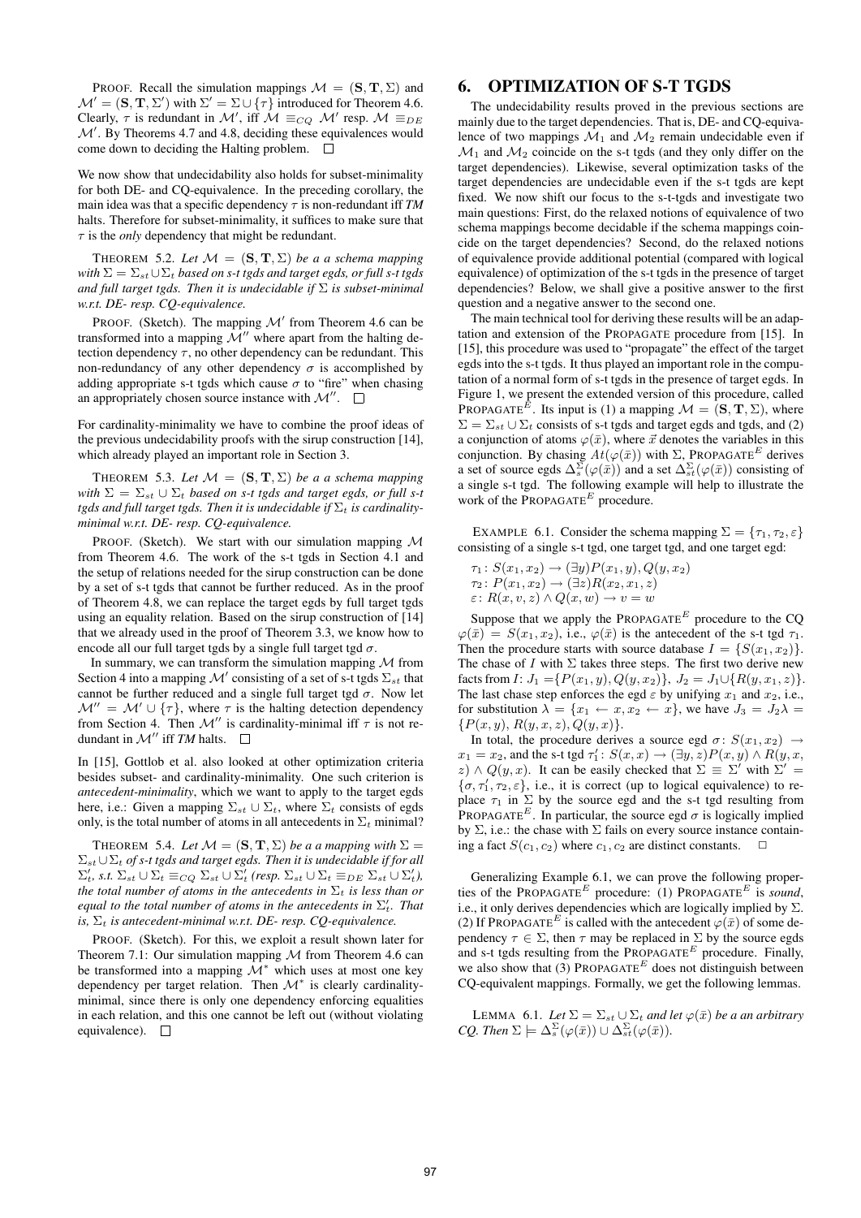PROOF. Recall the simulation mappings $\mathcal{M} = (\mathbf{S}, \mathbf{T}, \Sigma)$ and $\mathcal{M}' = (\mathbf{S}, \mathbf{T}, \Sigma')$ with $\Sigma' = \Sigma \cup \{\tau\}$ introduced for Theorem 4.6. Clearly, $\tau$ is redundant in $\mathcal{M}'$, iff $\mathcal{M} \equiv_{CQ} \mathcal{M}'$ resp. $\mathcal{M} \equiv_{DE} \mathcal{M}'$. By Theorems 4.7 and 4.8, deciding these equivalences would come down to deciding the Halting problem. □

We now show that undecidability also holds for subset-minimality for both DE- and CQ-equivalence. In the preceding corollary, the main idea was that a specific dependency $\tau$ is non-redundant iff *TM* halts. Therefore for subset-minimality, it suffices to make sure that $\tau$ is the *only* dependency that might be redundant.

THEOREM 5.2. *Let $\mathcal{M} = (\mathbf{S}, \mathbf{T}, \Sigma)$ be a a schema mapping with $\Sigma = \Sigma_{st} \cup \Sigma_t$ based on s-t tgds and target egds, or full s-t tgds and full target tgds. Then it is undecidable if $\Sigma$ is subset-minimal w.r.t. DE- resp. CQ-equivalence.*

PROOF. (Sketch). The mapping $\mathcal{M}'$ from Theorem 4.6 can be transformed into a mapping $\mathcal{M}''$ where apart from the halting detection dependency $\tau$, no other dependency can be redundant. This non-redundancy of any other dependency $\sigma$ is accomplished by adding appropriate s-t tgds which cause $\sigma$ to "fire" when chasing an appropriately chosen source instance with $\mathcal{M}''$. □

For cardinality-minimality we have to combine the proof ideas of the previous undecidability proofs with the sirup construction [14], which already played an important role in Section 3.

THEOREM 5.3. *Let $\mathcal{M} = (\mathbf{S}, \mathbf{T}, \Sigma)$ be a schema mapping with $\Sigma = \Sigma_{st} \cup \Sigma_t$ based on s-t tgds and target egds, or full s-t tgds and full target tgds. Then it is undecidable if $\Sigma_t$ is cardinality-minimal w.r.t. DE- resp. CQ-equivalence.*

PROOF. (Sketch). We start with our simulation mapping $\mathcal{M}$ from Theorem 4.6. The work of the s-t tgds in Section 4.1 and the setup of relations needed for the sirup construction can be done by a set of s-t tgds that cannot be further reduced. As in the proof of Theorem 4.8, we can replace the target egds by full target tgds using an equality relation. Based on the sirup construction of [14] that we already used in the proof of Theorem 3.3, we know how to encode all our full target tgds by a single full target tgd $\sigma$.

In summary, we can transform the simulation mapping $\mathcal{M}$ from Section 4 into a mapping $\mathcal{M}'$ consisting of a set of s-t tgds $\Sigma_{st}$ that cannot be further reduced and a single full target tgd $\sigma$. Now let $\mathcal{M}'' = \mathcal{M}' \cup \{\tau\}$, where $\tau$ is the halting detection dependency from Section 4. Then $\mathcal{M}''$ is cardinality-minimal iff $\tau$ is not redundant in $\mathcal{M}''$ iff *TM* halts. □

In [15], Gottlob et al. also looked at other optimization criteria besides subset- and cardinality-minimality. One such criterion is *antecedent-minimality*, which we want to apply to the target egds here, i.e.: Given a mapping $\Sigma_{st} \cup \Sigma_t$, where $\Sigma_t$ consists of egds only, is the total number of atoms in all antecedents in $\Sigma_t$ minimal?

THEOREM 5.4. *Let $\mathcal{M} = (\mathbf{S}, \mathbf{T}, \Sigma)$ be a mapping with $\Sigma = \Sigma_{st} \cup \Sigma_t$ of s-t tgds and target egds. Then it is undecidable if for all $\Sigma'_t$, s.t. $\Sigma_{st} \cup \Sigma_t \equiv_{CQ} \Sigma_{st} \cup \Sigma'_t$ (resp. $\Sigma_{st} \cup \Sigma_t \equiv_{DE} \Sigma_{st} \cup \Sigma'_t$), the total number of atoms in the antecedents in $\Sigma_t$ is less than or equal to the total number of atoms in the antecedents in $\Sigma'_t$. That is, $\Sigma_t$ is antecedent-minimal w.r.t. DE- resp. CQ-equivalence.*

PROOF. (Sketch). For this, we exploit a result shown later for Theorem 7.1: Our simulation mapping $\mathcal{M}$ from Theorem 4.6 can be transformed into a mapping $\mathcal{M}^*$ which uses at most one key dependency per target relation. Then $\mathcal{M}^*$ is clearly cardinality-minimal, since there is only one dependency enforcing equalities in each relation, and this one cannot be left out (without violating equivalence). □

## 6. OPTIMIZATION OF S-T TGDS

The undecidability results proved in the previous sections are mainly due to the target dependencies. That is, DE- and CQ-equivalence of two mappings $\mathcal{M}_1$ and $\mathcal{M}_2$ remain undecidable even if $\mathcal{M}_1$ and $\mathcal{M}_2$ coincide on the s-t tgds (and they only differ on the target dependencies). Likewise, several optimization tasks of the target dependencies are undecidable even if the s-t tgds are kept fixed. We now shift our focus to the s-t-tgds and investigate two main questions: First, do the relaxed notions of equivalence of two schema mappings become decidable if the schema mappings coincide on the target dependencies? Second, do the relaxed notions of equivalence provide additional potential (compared with logical equivalence) of optimization of the s-t tgds in the presence of target dependencies? Below, we shall give a positive answer to the first question and a negative answer to the second one.

The main technical tool for deriving these results will be an adaptation and extension of the PROPAGATE procedure from [15]. In [15], this procedure was used to "propagate" the effect of the target egds into the s-t tgds. It thus played an important role in the computation of a normal form of s-t tgds in the presence of target egds. In Figure 1, we present the extended version of this procedure, called PROPAGATE$^E$. Its input is (1) a mapping $\mathcal{M} = (\mathbf{S}, \mathbf{T}, \Sigma)$, where $\Sigma = \Sigma_{st} \cup \Sigma_t$ consists of s-t tgds and target egds and tgds, and (2) a conjunction of atoms $\varphi(\bar{x})$, where $\vec{x}$ denotes the variables in this conjunction. By chasing $At(\varphi(\bar{x}))$ with $\Sigma$, PROPAGATE$^E$ derives a set of source egds $\Delta^{\Sigma}_{s}(\varphi(\bar{x}))$ and a set $\Delta^{\Sigma}_{st}(\varphi(\bar{x}))$ consisting of a single s-t tgd. The following example will help to illustrate the work of the PROPAGATE$^E$ procedure.

EXAMPLE 6.1. Consider the schema mapping $\Sigma = \{\tau_1, \tau_2, \varepsilon\}$ consisting of a single s-t tgd, one target tgd, and one target egd:

$\tau_1$: $S(x_1, x_2) \rightarrow (\exists y)P(x_1, y), Q(y, x_2)$
$\tau_2$: $P(x_1, x_2) \rightarrow (\exists z)R(x_2, x_1, z)$
$\varepsilon$: $R(x, v, z) \wedge Q(x, w) \rightarrow v = w$

Suppose that we apply the PROPAGATE$^E$ procedure to the CQ $\varphi(\bar{x}) = S(x_1, x_2)$, i.e., $\varphi(\bar{x})$ is the antecedent of the s-t tgd $\tau_1$. Then the procedure starts with source database $I = \{S(x_1, x_2)\}$. The chase of $I$ with $\Sigma$ takes three steps. They derive new facts from $I$: $J_1 = \{P(x_1, y), Q(y, x_2)\}$, $J_2 = J_1 \cup \{R(y, x_1, z)\}$. The last chase step enforces the egd $\varepsilon$ by unifying $x_1$ and $x_2$, i.e., for substitution $\lambda = \{x_1 \leftarrow x, x_2 \leftarrow x\}$, we have $J_3 = J_2\lambda = \{P(x, y), R(y, x, z), Q(y, x)\}$.

In total, the procedure derives a source egd $\sigma$: $S(x_1, x_2) \rightarrow x_1 = x_2$, and the s-t tgd $\tau'_1$: $S(x, x) \rightarrow (\exists y, z)P(x, y) \wedge R(y, x, z) \wedge Q(y, x)$. It can be easily checked that $\Sigma \equiv \Sigma'$ with $\Sigma' = \{\sigma, \tau'_1, \tau_2, \varepsilon\}$, i.e., it is correct (up to logical equivalence) to replace $\tau_1$ in $\Sigma$ by the source egd and the s-t tgd resulting from PROPAGATE$^E$. In particular, the source egd $\sigma$ is logically implied by $\Sigma$, i.e.: the chase with $\Sigma$ fails on every source instance containing a fact $S(c_1, c_2)$ where $c_1, c_2$ are distinct constants. □

Generalizing Example 6.1, we can prove the following properties of the PROPAGATE$^E$ procedure: (1) PROPAGATE$^E$ is *sound*, i.e., it only derives dependencies which are logically implied by $\Sigma$. (2) If PROPAGATE$^E$ is called with the antecedent $\varphi(\bar{x})$ of some dependency $\tau \in \Sigma$, then $\tau$ may be replaced in $\Sigma$ by the source egds and s-t tgds resulting from the PROPAGATE$^E$ procedure. Finally, we also show that (3) PROPAGATE$^E$ does not distinguish between CQ-equivalent mappings. Formally, we get the following lemmas.

LEMMA 6.1. *Let $\Sigma = \Sigma_{st} \cup \Sigma_t$ and let $\varphi(\bar{x})$ be a an arbitrary CQ. Then $\Sigma \models \Delta^{\Sigma}_{s}(\varphi(\bar{x})) \cup \Delta^{\Sigma}_{st}(\varphi(\bar{x}))$.*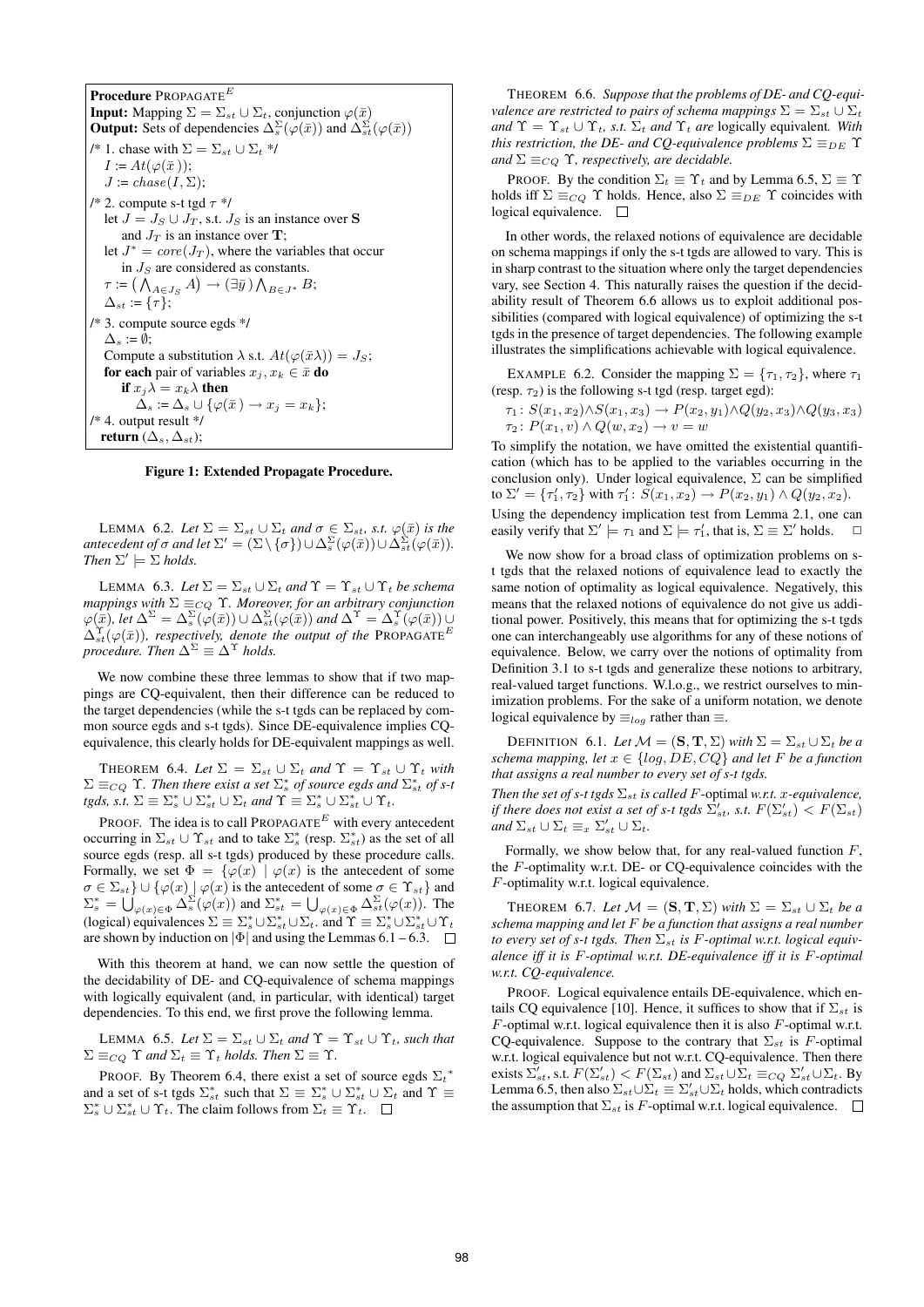**Procedure** PROPAGATE$^E$
**Input:** Mapping $\Sigma = \Sigma_{st} \cup \Sigma_t$, conjunction $\varphi(\bar{x})$
**Output:** Sets of dependencies $\Delta_s^{\Sigma}(\varphi(\bar{x}))$ and $\Delta_{st}^{\Sigma}(\varphi(\bar{x}))$

/* 1. chase with $\Sigma = \Sigma_{st} \cup \Sigma_t$ */
  $I := At(\varphi(\bar{x}))$;
  $J := chase(I, \Sigma)$;
/* 2. compute s-t tgd $\tau$ */
  let $J = J_S \cup J_T$, s.t. $J_S$ is an instance over $\mathbf{S}$
    and $J_T$ is an instance over $\mathbf{T}$;
  let $J^* = core(J_T)$, where the variables that occur
    in $J_S$ are considered as constants.
  $\tau := \left(\bigwedge_{A \in J_S} A\right) \rightarrow (\exists \bar{y}) \bigwedge_{B \in J^*} B$;
  $\Delta_{st} := \{\tau\}$;
/* 3. compute source egds */
  $\Delta_s := \emptyset$;
  Compute a substitution $\lambda$ s.t. $At(\varphi(\bar{x}\lambda)) = J_S$;
  **for each** pair of variables $x_j, x_k \in \bar{x}$ **do**
    **if** $x_j\lambda = x_k\lambda$ **then**
      $\Delta_s := \Delta_s \cup \{\varphi(\bar{x}) \rightarrow x_j = x_k\}$;
/* 4. output result */
  **return** $(\Delta_s, \Delta_{st})$;

**Figure 1: Extended Propagate Procedure.**

LEMMA 6.2. *Let $\Sigma = \Sigma_{st} \cup \Sigma_t$ and $\sigma \in \Sigma_{st}$, s.t. $\varphi(\bar{x})$ is the antecedent of $\sigma$ and let $\Sigma' = (\Sigma \setminus \{\sigma\}) \cup \Delta_s^{\Sigma}(\varphi(\bar{x})) \cup \Delta_{st}^{\Sigma}(\varphi(\bar{x}))$. Then $\Sigma' \models \Sigma$ holds.*

LEMMA 6.3. *Let $\Sigma = \Sigma_{st} \cup \Sigma_t$ and $\Upsilon = \Upsilon_{st} \cup \Upsilon_t$ be schema mappings with $\Sigma \equiv_{CQ} \Upsilon$. Moreover, for an arbitrary conjunction $\varphi(\bar{x})$, let $\Delta^{\Sigma} = \Delta_s^{\Sigma}(\varphi(\bar{x})) \cup \Delta_{st}^{\Sigma}(\varphi(\bar{x}))$ and $\Delta^{\Upsilon} = \Delta_s^{\Upsilon}(\varphi(\bar{x})) \cup \Delta_{st}^{\Upsilon}(\varphi(\bar{x}))$, respectively, denote the output of the* PROPAGATE$^E$ *procedure. Then $\Delta^{\Sigma} \equiv \Delta^{\Upsilon}$ holds.*

We now combine these three lemmas to show that if two mappings are CQ-equivalent, then their difference can be reduced to the target dependencies (while the s-t tgds can be replaced by common source egds and s-t tgds). Since DE-equivalence implies CQ-equivalence, this clearly holds for DE-equivalent mappings as well.

THEOREM 6.4. *Let $\Sigma = \Sigma_{st} \cup \Sigma_t$ and $\Upsilon = \Upsilon_{st} \cup \Upsilon_t$ with $\Sigma \equiv_{CQ} \Upsilon$. Then there exist a set $\Sigma_s^*$ of source egds and $\Sigma_{st}^*$ of s-t tgds, s.t. $\Sigma \equiv \Sigma_s^* \cup \Sigma_{st}^* \cup \Sigma_t$ and $\Upsilon \equiv \Sigma_s^* \cup \Sigma_{st}^* \cup \Upsilon_t$.*

PROOF. The idea is to call PROPAGATE$^E$ with every antecedent occurring in $\Sigma \cup \Upsilon_{st}$ and to take $\Sigma_s^*$ (resp. $\Sigma_{st}^*$) as the set of all source egds (resp. all s-t tgds) produced by these procedure calls. Formally, we set $\Phi = \{\varphi(x) \mid \varphi(x)$ is the antecedent of some $\sigma \in \Sigma_{st}\} \cup \{\varphi(x) \mid \varphi(x)$ is the antecedent of some $\sigma \in \Upsilon_{st}\}$ and $\Sigma_s^* = \bigcup_{\varphi(x) \in \Phi} \Delta_s^{\Sigma}(\varphi(x))$ and $\Sigma_{st}^* = \bigcup_{\varphi(x) \in \Phi} \Delta_{st}^{\Sigma}(\varphi(x))$. The (logical) equivalences $\Sigma \equiv \Sigma_s^* \cup \Sigma_{st}^* \cup \Sigma_t$. and $\Upsilon \equiv \Sigma_s^* \cup \Sigma_{st}^* \cup \Upsilon_t$ are shown by induction on $|\Phi|$ and using the Lemmas 6.1 – 6.3. $\square$

With this theorem at hand, we can now settle the question of the decidability of DE- and CQ-equivalence of schema mappings with logically equivalent (and, in particular, with identical) target dependencies. To this end, we first prove the following lemma.

LEMMA 6.5. *Let $\Sigma = \Sigma_{st} \cup \Sigma_t$ and $\Upsilon = \Upsilon_{st} \cup \Upsilon_t$, such that $\Sigma \equiv_{CQ} \Upsilon$ and $\Sigma_t \equiv \Upsilon_t$ holds. Then $\Sigma \equiv \Upsilon$.*

PROOF. By Theorem 6.4, there exist a set of source egds $\Sigma_t{}^*$ and a set of s-t tgds $\Sigma_{st}^*$ such that $\Sigma \equiv \Sigma_s^* \cup \Sigma_{st}^* \cup \Sigma_t$ and $\Upsilon \equiv \Sigma_s^* \cup \Sigma_{st}^* \cup \Upsilon_t$. The claim follows from $\Sigma_t \equiv \Upsilon_t$. $\square$

THEOREM 6.6. *Suppose that the problems of DE- and CQ-equivalence are restricted to pairs of schema mappings $\Sigma = \Sigma_{st} \cup \Sigma_t$ and $\Upsilon = \Upsilon_{st} \cup \Upsilon_t$, s.t. $\Sigma_t$ and $\Upsilon_t$ are* logically equivalent*. With this restriction, the DE- and CQ-equivalence problems $\Sigma \equiv_{DE} \Upsilon$ and $\Sigma \equiv_{CQ} \Upsilon$, respectively, are decidable.*

PROOF. By the condition $\Sigma_t \equiv \Upsilon_t$ and by Lemma 6.5, $\Sigma \equiv \Upsilon$ holds iff $\Sigma \equiv_{CQ} \Upsilon$ holds. Hence, also $\Sigma \equiv_{DE} \Upsilon$ coincides with logical equivalence. $\square$

In other words, the relaxed notions of equivalence are decidable on schema mappings if only the s-t tgds are allowed to vary. This is in sharp contrast to the situation where only the target dependencies vary, see Section 4. This naturally raises the question if the decidability result of Theorem 6.6 allows us to exploit additional possibilities (compared with logical equivalence) of optimizing the s-t tgds in the presence of target dependencies. The following example illustrates the simplifications achievable with logical equivalence.

EXAMPLE 6.2. Consider the mapping $\Sigma = \{\tau_1, \tau_2\}$, where $\tau_1$ (resp. $\tau_2$) is the following s-t tgd (resp. target egd):

$\tau_1\colon S(x_1, x_2) \wedge S(x_1, x_3) \rightarrow P(x_2, y_1) \wedge Q(y_2, x_3) \wedge Q(y_3, x_3)$
$\tau_2\colon P(x_1, v) \wedge Q(w, x_2) \rightarrow v = w$

To simplify the notation, we have omitted the existential quantification (which has to be applied to the variables occurring in the conclusion only). Under logical equivalence, $\Sigma$ can be simplified to $\Sigma' = \{\tau_1', \tau_2\}$ with $\tau_1'\colon S(x_1, x_2) \rightarrow P(x_2, y_1) \wedge Q(y_2, x_2)$. Using the dependency implication test from Lemma 2.1, one can easily verify that $\Sigma' \models \tau_1$ and $\Sigma \models \tau_1'$, that is, $\Sigma \equiv \Sigma'$ holds. $\square$

We now show for a broad class of optimization problems on s-t tgds that the relaxed notions of equivalence lead to exactly the same notion of optimality as logical equivalence. Negatively, this means that the relaxed notions of equivalence do not give us additional power. Positively, this means that for optimizing the s-t tgds one can interchangeably use algorithms for any of these notions of equivalence. Below, we carry over the notions of optimality from Definition 3.1 to s-t tgds and generalize these notions to arbitrary, real-valued target functions. W.l.o.g., we restrict ourselves to minimization problems. For the sake of a uniform notation, we denote logical equivalence by $\equiv_{log}$ rather than $\equiv$.

DEFINITION 6.1. *Let $\mathcal{M} = (\mathbf{S}, \mathbf{T}, \Sigma)$ with $\Sigma = \Sigma_{st} \cup \Sigma_t$ be a schema mapping, let $x \in \{log, DE, CQ\}$ and let $F$ be a function that assigns a real number to every set of s-t tgds.*

*Then the set of s-t tgds $\Sigma_{st}$ is called $F$-*optimal *w.r.t. $x$-equivalence, if there does not exist a set of s-t tgds $\Sigma_{st}'$, s.t. $F(\Sigma_{st}') < F(\Sigma_{st})$ and $\Sigma_{st} \cup \Sigma_t \equiv_x \Sigma_{st}' \cup \Sigma_t$.*

Formally, we show below that, for any real-valued function $F$, the $F$-optimality w.r.t. DE- or CQ-equivalence coincides with the $F$-optimality w.r.t. logical equivalence.

THEOREM 6.7. *Let $\mathcal{M} = (\mathbf{S}, \mathbf{T}, \Sigma)$ with $\Sigma = \Sigma_{st} \cup \Sigma_t$ be a schema mapping and let $F$ be a function that assigns a real number to every set of s-t tgds. Then $\Sigma_{st}$ is $F$-optimal w.r.t. logical equivalence iff it is $F$-optimal w.r.t. DE-equivalence iff it is $F$-optimal w.r.t. CQ-equivalence.*

PROOF. Logical equivalence entails DE-equivalence, which entails CQ equivalence [10]. Hence, it suffices to show that if $\Sigma_{st}$ is $F$-optimal w.r.t. logical equivalence then it is also $F$-optimal w.r.t. CQ-equivalence. Suppose to the contrary that $\Sigma_{st}$ is $F$-optimal w.r.t. logical equivalence but not w.r.t. CQ-equivalence. Then there exists $\Sigma_{st}'$, s.t. $F(\Sigma_{st}') < F(\Sigma_{st})$ and $\Sigma_{st} \cup \Sigma_t \equiv_{CQ} \Sigma_{st}' \cup \Sigma_t$. By Lemma 6.5, then also $\Sigma_{st} \cup \Sigma_t \equiv \Sigma_{st}' \cup \Sigma_t$ holds, which contradicts the assumption that $\Sigma_{st}$ is $F$-optimal w.r.t. logical equivalence. $\square$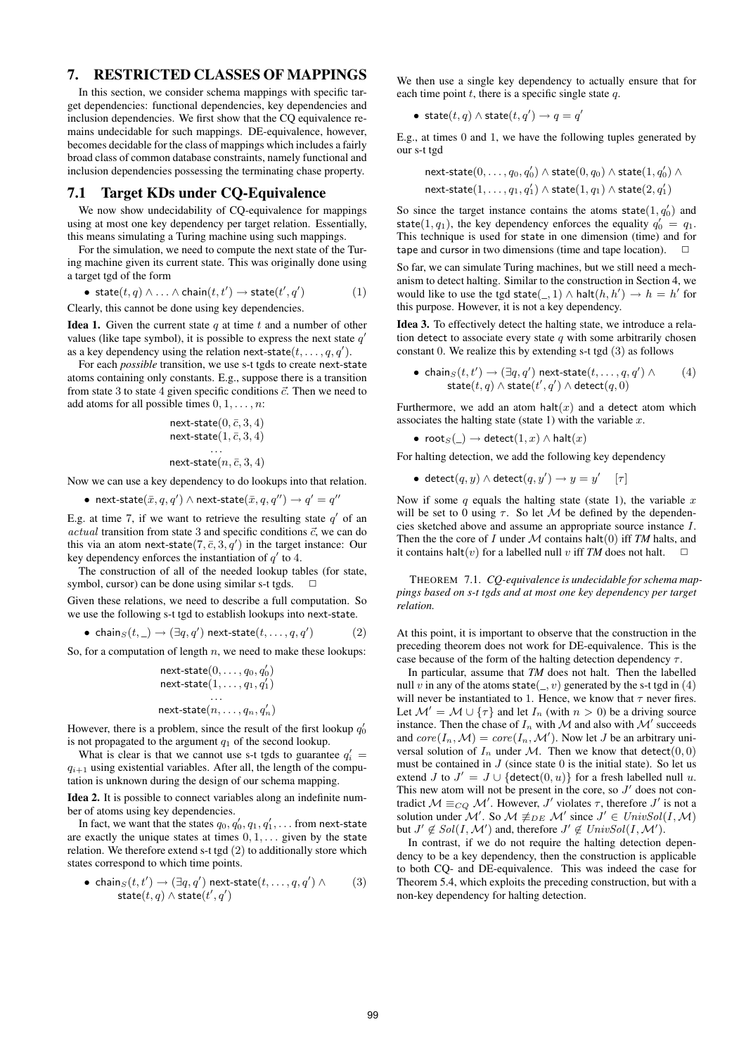## 7. RESTRICTED CLASSES OF MAPPINGS

In this section, we consider schema mappings with specific target dependencies: functional dependencies, key dependencies and inclusion dependencies. We first show that the CQ equivalence remains undecidable for such mappings. DE-equivalence, however, becomes decidable for the class of mappings which includes a fairly broad class of common database constraints, namely functional and inclusion dependencies possessing the terminating chase property.

### 7.1 Target KDs under CQ-Equivalence

We now show undecidability of CQ-equivalence for mappings using at most one key dependency per target relation. Essentially, this means simulating a Turing machine using such mappings.

For the simulation, we need to compute the next state of the Turing machine given its current state. This was originally done using a target tgd of the form

- $\mathsf{state}(t, q) \wedge \ldots \wedge \mathsf{chain}(t, t') \rightarrow \mathsf{state}(t', q')$ (1)

Clearly, this cannot be done using key dependencies.

**Idea 1.** Given the current state $q$ at time $t$ and a number of other values (like tape symbol), it is possible to express the next state $q'$ as a key dependency using the relation $\mathsf{next\text{-}state}(t, \ldots, q, q')$.

For each *possible* transition, we use s-t tgds to create next-state atoms containing only constants. E.g., suppose there is a transition from state 3 to state 4 given specific conditions $\vec{c}$. Then we need to add atoms for all possible times $0, 1, \ldots, n$:

$$\mathsf{next\text{-}state}(0, \bar{c}, 3, 4)$$
$$\mathsf{next\text{-}state}(1, \bar{c}, 3, 4)$$
$$\ldots$$
$$\mathsf{next\text{-}state}(n, \bar{c}, 3, 4)$$

Now we can use a key dependency to do lookups into that relation.

- $\mathsf{next\text{-}state}(\bar{x}, q, q') \wedge \mathsf{next\text{-}state}(\bar{x}, q, q'') \rightarrow q' = q''$

E.g. at time 7, if we want to retrieve the resulting state $q'$ of an *actual* transition from state 3 and specific conditions $\vec{c}$, we can do this via an atom $\mathsf{next\text{-}state}(7, \bar{c}, 3, q')$ in the target instance: Our key dependency enforces the instantiation of $q'$ to 4.

The construction of all of the needed lookup tables (for state, symbol, cursor) can be done using similar s-t tgds. $\square$

Given these relations, we need to describe a full computation. So we use the following s-t tgd to establish lookups into next-state.

- $\mathsf{chain}_S(t, \_) \rightarrow (\exists q, q')\ \mathsf{next\text{-}state}(t, \ldots, q, q')$ (2)

So, for a computation of length $n$, we need to make these lookups:

$$\mathsf{next\text{-}state}(0, \ldots, q_0, q_0')$$
$$\mathsf{next\text{-}state}(1, \ldots, q_1, q_1')$$
$$\ldots$$
$$\mathsf{next\text{-}state}(n, \ldots, q_n, q_n')$$

However, there is a problem, since the result of the first lookup $q_0'$ is not propagated to the argument $q_1$ of the second lookup.

What is clear is that we cannot use s-t tgds to guarantee $q_i' = q_{i+1}$ using existential variables. After all, the length of the computation is unknown during the design of our schema mapping.

**Idea 2.** It is possible to connect variables along an indefinite number of atoms using key dependencies.

In fact, we want that the states $q_0, q_0', q_1, q_1', \ldots$ from next-state are exactly the unique states at times $0, 1, \ldots$ given by the state relation. We therefore extend s-t tgd (2) to additionally store which states correspond to which time points.

- $\mathsf{chain}_S(t, t') \rightarrow (\exists q, q')\ \mathsf{next\text{-}state}(t, \ldots, q, q') \wedge \mathsf{state}(t, q) \wedge \mathsf{state}(t', q')$ (3)

We then use a single key dependency to actually ensure that for each time point $t$, there is a specific single state $q$.

- $\mathsf{state}(t, q) \wedge \mathsf{state}(t, q') \rightarrow q = q'$

E.g., at times 0 and 1, we have the following tuples generated by our s-t tgd

$$\mathsf{next\text{-}state}(0, \ldots, q_0, q_0') \wedge \mathsf{state}(0, q_0) \wedge \mathsf{state}(1, q_0') \wedge$$
$$\mathsf{next\text{-}state}(1, \ldots, q_1, q_1') \wedge \mathsf{state}(1, q_1) \wedge \mathsf{state}(2, q_1')$$

So since the target instance contains the atoms $\mathsf{state}(1, q_0')$ and $\mathsf{state}(1, q_1)$, the key dependency enforces the equality $q_0' = q_1$. This technique is used for state in one dimension (time) and for tape and cursor in two dimensions (time and tape location). $\square$

So far, we can simulate Turing machines, but we still need a mechanism to detect halting. Similar to the construction in Section 4, we would like to use the tgd $\mathsf{state}(\_, 1) \wedge \mathsf{halt}(h, h') \rightarrow h = h'$ for this purpose. However, it is not a key dependency.

**Idea 3.** To effectively detect the halting state, we introduce a relation detect to associate every state $q$ with some arbitrarily chosen constant 0. We realize this by extending s-t tgd (3) as follows

- $\mathsf{chain}_S(t, t') \rightarrow (\exists q, q')\ \mathsf{next\text{-}state}(t, \ldots, q, q') \wedge \mathsf{state}(t, q) \wedge \mathsf{state}(t', q') \wedge \mathsf{detect}(q, 0)$ (4)

Furthermore, we add an atom $\mathsf{halt}(x)$ and a detect atom which associates the halting state (state 1) with the variable $x$.

- $\mathsf{root}_S(\_) \rightarrow \mathsf{detect}(1, x) \wedge \mathsf{halt}(x)$

For halting detection, we add the following key dependency

- $\mathsf{detect}(q, y) \wedge \mathsf{detect}(q, y') \rightarrow y = y' \quad [\tau]$

Now if some $q$ equals the halting state (state 1), the variable $x$ will be set to 0 using $\tau$. So let $\mathcal{M}$ be defined by the dependencies sketched above and assume an appropriate source instance $I$. Then the the core of $I$ under $\mathcal{M}$ contains $\mathsf{halt}(0)$ iff *TM* halts, and it contains $\mathsf{halt}(v)$ for a labelled null $v$ iff *TM* does not halt. $\square$

THEOREM 7.1. *CQ-equivalence is undecidable for schema mappings based on s-t tgds and at most one key dependency per target relation.*

At this point, it is important to observe that the construction in the preceding theorem does not work for DE-equivalence. This is the case because of the form of the halting detection dependency $\tau$.

In particular, assume that *TM* does not halt. Then the labelled null $v$ in any of the atoms $\mathsf{state}(\_, v)$ generated by the s-t tgd in (4) will never be instantiated to 1. Hence, we know that $\tau$ never fires. Let $\mathcal{M}' = \mathcal{M} \cup \{\tau\}$ and let $I_n$ (with $n > 0$) be a driving source instance. Then the chase of $I_n$ with $\mathcal{M}$ and also with $\mathcal{M}'$ succeeds and $core(I_n, \mathcal{M}) = core(I_n, \mathcal{M}')$. Now let $J$ be an arbitrary universal solution of $I_n$ under $\mathcal{M}$. Then we know that $\mathsf{detect}(0, 0)$ must be contained in $J$ (since state 0 is the initial state). So let us extend $J$ to $J' = J \cup \{\mathsf{detect}(0, u)\}$ for a fresh labelled null $u$. This new atom will not be present in the core, so $J'$ does not contradict $\mathcal{M} \equiv_{CQ} \mathcal{M}'$. However, $J'$ violates $\tau$, therefore $J'$ is not a solution under $\mathcal{M}'$. So $\mathcal{M} \not\equiv_{DE} \mathcal{M}'$ since $J' \in UnivSol(I, \mathcal{M})$ but $J' \notin Sol(I, \mathcal{M}')$ and, therefore $J' \notin UnivSol(I, \mathcal{M}')$.

In contrast, if we do not require the halting detection dependency to be a key dependency, then the construction is applicable to both CQ- and DE-equivalence. This was indeed the case for Theorem 5.4, which exploits the preceding construction, but with a non-key dependency for halting detection.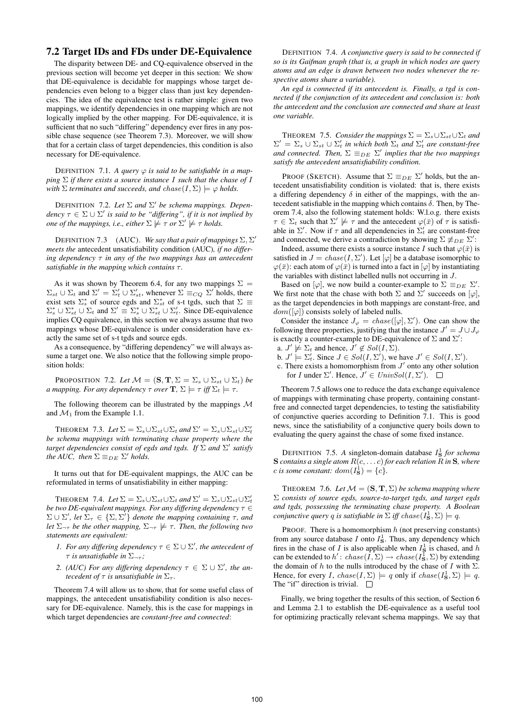## 7.2 Target IDs and FDs under DE-Equivalence

The disparity between DE- and CQ-equivalence observed in the previous section will become yet deeper in this section: We show that DE-equivalence is decidable for mappings whose target dependencies even belong to a bigger class than just key dependencies. The idea of the equivalence test is rather simple: given two mappings, we identify dependencies in one mapping which are not logically implied by the other mapping. For DE-equivalence, it is sufficient that no such "differing" dependency ever fires in any possible chase sequence (see Theorem 7.3). Moreover, we will show that for a certain class of target dependencies, this condition is also necessary for DE-equivalence.

DEFINITION 7.1. *A query $\varphi$ is said to be satisfiable in a mapping $\Sigma$ if there exists a source instance $I$ such that the chase of $I$ with $\Sigma$ terminates and succeeds, and $chase(I, \Sigma) \models \varphi$ holds.*

DEFINITION 7.2. *Let $\Sigma$ and $\Sigma'$ be schema mappings. Dependency $\tau \in \Sigma \cup \Sigma'$ is said to be "differing", if it is not implied by one of the mappings, i.e., either $\Sigma \not\models \tau$ or $\Sigma' \not\models \tau$ holds.*

DEFINITION 7.3 (AUC). *We say that a pair of mappings $\Sigma, \Sigma'$ meets the* antecedent unsatisfiability condition (AUC)*, if no differing dependency $\tau$ in any of the two mappings has an antecedent satisfiable in the mapping which contains $\tau$.*

As it was shown by Theorem 6.4, for any two mappings $\Sigma = \Sigma_{st} \cup \Sigma_t$ and $\Sigma' = \Sigma'_t \cup \Sigma'_{st}$, whenever $\Sigma \equiv_{CQ} \Sigma'$ holds, there exist sets $\Sigma^*_s$ of source egds and $\Sigma^*_{st}$ of s-t tgds, such that $\Sigma \equiv \Sigma^*_s \cup \Sigma^*_{st} \cup \Sigma_t$ and $\Sigma' \equiv \Sigma^*_s \cup \Sigma^*_{st} \cup \Sigma'_t$. Since DE-equivalence implies CQ equivalence, in this section we always assume that two mappings whose DE-equivalence is under consideration have exactly the same set of s-t tgds and source egds.

As a consequence, by "differing dependency" we will always assume a target one. We also notice that the following simple proposition holds:

PROPOSITION 7.2. *Let $\mathcal{M} = (\mathbf{S}, \mathbf{T}, \Sigma = \Sigma_s \cup \Sigma_{st} \cup \Sigma_t)$ be a mapping. For any dependency $\tau$ over $\mathbf{T}$, $\Sigma \models \tau$ iff $\Sigma_t \models \tau$.*

The following theorem can be illustrated by the mappings $\mathcal{M}$ and $\mathcal{M}_1$ from the Example 1.1.

THEOREM 7.3. *Let $\Sigma = \Sigma_s \cup \Sigma_{st} \cup \Sigma_t$ and $\Sigma' = \Sigma_s \cup \Sigma_{st} \cup \Sigma'_t$ be schema mappings with terminating chase property where the target dependencies consist of egds and tgds. If $\Sigma$ and $\Sigma'$ satisfy the AUC, then $\Sigma \equiv_{DE} \Sigma'$ holds.*

It turns out that for DE-equivalent mappings, the AUC can be reformulated in terms of unsatisfiability in either mapping:

THEOREM 7.4. *Let $\Sigma = \Sigma_s \cup \Sigma_{st} \cup \Sigma_t$ and $\Sigma' = \Sigma_s \cup \Sigma_{st} \cup \Sigma'_t$ be two DE-equivalent mappings. For any differing dependency $\tau \in \Sigma \cup \Sigma'$, let $\Sigma_\tau \in \{\Sigma, \Sigma'\}$ denote the mapping containing $\tau$, and let $\Sigma_{\neg\tau}$ be the other mapping, $\Sigma_{\neg\tau} \not\models \tau$. Then, the following two statements are equivalent:*

1. *For any differing dependency $\tau \in \Sigma \cup \Sigma'$, the antecedent of $\tau$ is unsatisfiable in $\Sigma_{\neg\tau}$;*
2. *(AUC) For any differing dependency $\tau \in \Sigma \cup \Sigma'$, the antecedent of $\tau$ is unsatisfiable in $\Sigma_\tau$.*

Theorem 7.4 will allow us to show, that for some useful class of mappings, the antecedent unsatisfiability condition is also necessary for DE-equivalence. Namely, this is the case for mappings in which target dependencies are *constant-free and connected*:

DEFINITION 7.4. *A conjunctive query is said to be connected if so is its Gaifman graph (that is, a graph in which nodes are query atoms and an edge is drawn between two nodes whenever the respective atoms share a variable).*

*An egd is connected if its antecedent is. Finally, a tgd is connected if the conjunction of its antecedent and conclusion is: both the antecedent and the conclusion are connected and share at least one variable.*

THEOREM 7.5. *Consider the mappings $\Sigma = \Sigma_s \cup \Sigma_{st} \cup \Sigma_t$ and $\Sigma' = \Sigma_s \cup \Sigma_{st} \cup \Sigma'_t$ in which both $\Sigma_t$ and $\Sigma'_t$ are constant-free and connected. Then, $\Sigma \equiv_{DE} \Sigma'$ implies that the two mappings satisfy the antecedent unsatisfiability condition.*

PROOF (SKETCH). Assume that $\Sigma \equiv_{DE} \Sigma'$ holds, but the antecedent unsatisfiability condition is violated: that is, there exists a differing dependency $\delta$ in either of the mappings, with the antecedent satisfiable in the mapping which contains $\delta$. Then, by Theorem 7.4, also the following statement holds: W.l.o.g. there exists $\tau \in \Sigma_t$ such that $\Sigma' \not\models \tau$ and the antecedent $\varphi(\bar{x})$ of $\tau$ is satisfiable in $\Sigma'$. Now if $\tau$ and all dependencies in $\Sigma'_t$ are constant-free and connected, we derive a contradiction by showing $\Sigma \not\equiv_{DE} \Sigma'$:

Indeed, assume there exists a source instance $I$ such that $\varphi(\bar{x})$ is satisfied in $J = chase(I, \Sigma')$. Let $[\varphi]$ be a database isomorphic to $\varphi(\bar{x})$: each atom of $\varphi(\bar{x})$ is turned into a fact in $[\varphi]$ by instantiating the variables with distinct labelled nulls not occurring in $J$.

Based on $[\varphi]$, we now build a counter-example to $\Sigma \equiv_{DE} \Sigma'$. We first note that the chase with both $\Sigma$ and $\Sigma'$ succeeds on $[\varphi]$, as the target dependencies in both mappings are constant-free, and $dom([\varphi])$ consists solely of labeled nulls.

Consider the instance $J_\varphi = chase([\varphi], \Sigma')$. One can show the following three properties, justifying that the instance $J' = J \cup J_\varphi$ is exactly a counter-example to DE-equivalence of $\Sigma$ and $\Sigma'$:

a. $J' \not\models \Sigma_t$ and hence, $J' \notin Sol(I, \Sigma)$.

b. $J' \models \Sigma'_t$. Since $J \in Sol(I, \Sigma')$, we have $J' \in Sol(I, \Sigma')$.

c. There exists a homomorphism from $J'$ onto any other solution for $I$ under $\Sigma'$. Hence, $J' \in UnivSol(I, \Sigma')$. $\square$

Theorem 7.5 allows one to reduce the data exchange equivalence of mappings with terminating chase property, containing constant-free and connected target dependencies, to testing the satisfiability of conjunctive queries according to Definition 7.1. This is good news, since the satisfiability of a conjunctive query boils down to evaluating the query against the chase of some fixed instance.

DEFINITION 7.5. *A singleton-domain database $I^1_{\mathbf{S}}$ for schema $\mathbf{S}$ contains a single atom $R(c, \dots c)$ for each relation $R$ in $\mathbf{S}$, where $c$ is some constant: $dom(I^1_{\mathbf{S}}) = \{c\}$.*

THEOREM 7.6. *Let $\mathcal{M} = (\mathbf{S}, \mathbf{T}, \Sigma)$ be schema mapping where $\Sigma$ consists of source egds, source-to-target tgds, and target egds and tgds, possessing the terminating chase property. A Boolean conjunctive query $q$ is satisfiable in $\Sigma$ iff $chase(I^1_{\mathbf{S}}, \Sigma) \models q$.*

PROOF. There is a homomorphism $h$ (not preserving constants) from any source database $I$ onto $I^1_{\mathbf{S}}$. Thus, any dependency which fires in the chase of $I$ is also applicable when $I^1_{\mathbf{S}}$ is chased, and $h$ can be extended to $h' : chase(I, \Sigma) \to chase(I^1_{\mathbf{S}}, \Sigma)$ by extending the domain of $h$ to the nulls introduced by the chase of $I$ with $\Sigma$. Hence, for every $I$, $chase(I, \Sigma) \models q$ only if $chase(I^1_{\mathbf{S}}, \Sigma) \models q$. The "if" direction is trivial. $\square$

Finally, we bring together the results of this section, of Section 6 and Lemma 2.1 to establish the DE-equivalence as a useful tool for optimizing practically relevant schema mappings. We say that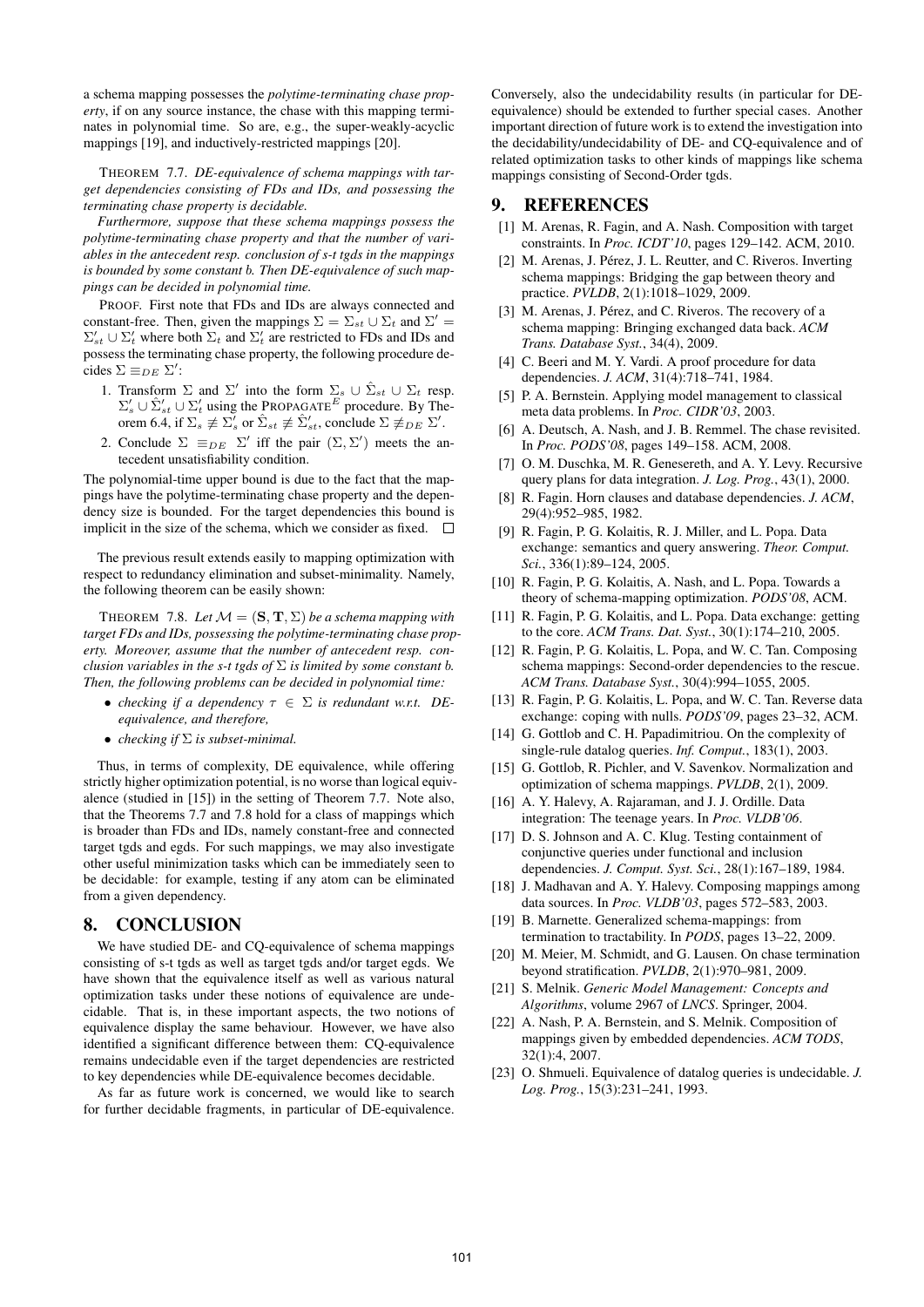a schema mapping possesses the *polytime-terminating chase property*, if on any source instance, the chase with this mapping terminates in polynomial time. So are, e.g., the super-weakly-acyclic mappings [19], and inductively-restricted mappings [20].

THEOREM 7.7. *DE-equivalence of schema mappings with target dependencies consisting of FDs and IDs, and possessing the terminating chase property is decidable.*

*Furthermore, suppose that these schema mappings possess the polytime-terminating chase property and that the number of variables in the antecedent resp. conclusion of s-t tgds in the mappings is bounded by some constant b. Then DE-equivalence of such mappings can be decided in polynomial time.*

PROOF. First note that FDs and IDs are always connected and constant-free. Then, given the mappings $\Sigma = \Sigma_{st} \cup \Sigma_t$ and $\Sigma' = \Sigma'_{st} \cup \Sigma'_t$ where both $\Sigma_t$ and $\Sigma'_t$ are restricted to FDs and IDs and possess the terminating chase property, the following procedure decides $\Sigma \equiv_{DE} \Sigma'$:

1. Transform $\Sigma$ and $\Sigma'$ into the form $\Sigma_s \cup \hat{\Sigma}_{st} \cup \Sigma_t$ resp. $\Sigma'_s \cup \hat{\Sigma}'_{st} \cup \Sigma'_t$ using the PROPAGATE$^E$ procedure. By Theorem 6.4, if $\Sigma_s \not\equiv \Sigma'_s$ or $\hat{\Sigma}_{st} \not\equiv \hat{\Sigma}'_{st}$, conclude $\Sigma \not\equiv_{DE} \Sigma'$.
2. Conclude $\Sigma \equiv_{DE} \Sigma'$ iff the pair $(\Sigma, \Sigma')$ meets the antecedent unsatisfiability condition.

The polynomial-time upper bound is due to the fact that the mappings have the polytime-terminating chase property and the dependency size is bounded. For the target dependencies this bound is implicit in the size of the schema, which we consider as fixed. $\square$

The previous result extends easily to mapping optimization with respect to redundancy elimination and subset-minimality. Namely, the following theorem can be easily shown:

THEOREM 7.8. *Let $\mathcal{M} = (\mathbf{S}, \mathbf{T}, \Sigma)$ be a schema mapping with target FDs and IDs, possessing the polytime-terminating chase property. Moreover, assume that the number of antecedent resp. conclusion variables in the s-t tgds of $\Sigma$ is limited by some constant b. Then, the following problems can be decided in polynomial time:*

- *checking if a dependency $\tau \in \Sigma$ is redundant w.r.t. DE-equivalence, and therefore,*
- *checking if $\Sigma$ is subset-minimal.*

Thus, in terms of complexity, DE equivalence, while offering strictly higher optimization potential, is no worse than logical equivalence (studied in [15]) in the setting of Theorem 7.7. Note also, that the Theorems 7.7 and 7.8 hold for a class of mappings which is broader than FDs and IDs, namely constant-free and connected target tgds and egds. For such mappings, we may also investigate other useful minimization tasks which can be immediately seen to be decidable: for example, testing if any atom can be eliminated from a given dependency.

## 8. CONCLUSION

We have studied DE- and CQ-equivalence of schema mappings consisting of s-t tgds as well as target tgds and/or target egds. We have shown that the equivalence itself as well as various natural optimization tasks under these notions of equivalence are undecidable. That is, in these important aspects, the two notions of equivalence display the same behaviour. However, we have also identified a significant difference between them: CQ-equivalence remains undecidable even if the target dependencies are restricted to key dependencies while DE-equivalence becomes decidable.

As far as future work is concerned, we would like to search for further decidable fragments, in particular of DE-equivalence. Conversely, also the undecidability results (in particular for DE-equivalence) should be extended to further special cases. Another important direction of future work is to extend the investigation into the decidability/undecidability of DE- and CQ-equivalence and of related optimization tasks to other kinds of mappings like schema mappings consisting of Second-Order tgds.

## 9. REFERENCES

[1] M. Arenas, R. Fagin, and A. Nash. Composition with target constraints. In *Proc. ICDT'10*, pages 129–142. ACM, 2010.

[2] M. Arenas, J. Pérez, J. L. Reutter, and C. Riveros. Inverting schema mappings: Bridging the gap between theory and practice. *PVLDB*, 2(1):1018–1029, 2009.

[3] M. Arenas, J. Pérez, and C. Riveros. The recovery of a schema mapping: Bringing exchanged data back. *ACM Trans. Database Syst.*, 34(4), 2009.

[4] C. Beeri and M. Y. Vardi. A proof procedure for data dependencies. *J. ACM*, 31(4):718–741, 1984.

[5] P. A. Bernstein. Applying model management to classical meta data problems. In *Proc. CIDR'03*, 2003.

[6] A. Deutsch, A. Nash, and J. B. Remmel. The chase revisited. In *Proc. PODS'08*, pages 149–158. ACM, 2008.

[7] O. M. Duschka, M. R. Genesereth, and A. Y. Levy. Recursive query plans for data integration. *J. Log. Prog.*, 43(1), 2000.

[8] R. Fagin. Horn clauses and database dependencies. *J. ACM*, 29(4):952–985, 1982.

[9] R. Fagin, P. G. Kolaitis, R. J. Miller, and L. Popa. Data exchange: semantics and query answering. *Theor. Comput. Sci.*, 336(1):89–124, 2005.

[10] R. Fagin, P. G. Kolaitis, A. Nash, and L. Popa. Towards a theory of schema-mapping optimization. *PODS'08*, ACM.

[11] R. Fagin, P. G. Kolaitis, and L. Popa. Data exchange: getting to the core. *ACM Trans. Dat. Syst.*, 30(1):174–210, 2005.

[12] R. Fagin, P. G. Kolaitis, L. Popa, and W. C. Tan. Composing schema mappings: Second-order dependencies to the rescue. *ACM Trans. Database Syst.*, 30(4):994–1055, 2005.

[13] R. Fagin, P. G. Kolaitis, L. Popa, and W. C. Tan. Reverse data exchange: coping with nulls. *PODS'09*, pages 23–32, ACM.

[14] G. Gottlob and C. H. Papadimitriou. On the complexity of single-rule datalog queries. *Inf. Comput.*, 183(1), 2003.

[15] G. Gottlob, R. Pichler, and V. Savenkov. Normalization and optimization of schema mappings. *PVLDB*, 2(1), 2009.

[16] A. Y. Halevy, A. Rajaraman, and J. J. Ordille. Data integration: The teenage years. In *Proc. VLDB'06*.

[17] D. S. Johnson and A. C. Klug. Testing containment of conjunctive queries under functional and inclusion dependencies. *J. Comput. Syst. Sci.*, 28(1):167–189, 1984.

[18] J. Madhavan and A. Y. Halevy. Composing mappings among data sources. In *Proc. VLDB'03*, pages 572–583, 2003.

[19] B. Marnette. Generalized schema-mappings: from termination to tractability. In *PODS*, pages 13–22, 2009.

[20] M. Meier, M. Schmidt, and G. Lausen. On chase termination beyond stratification. *PVLDB*, 2(1):970–981, 2009.

[21] S. Melnik. *Generic Model Management: Concepts and Algorithms*, volume 2967 of *LNCS*. Springer, 2004.

[22] A. Nash, P. A. Bernstein, and S. Melnik. Composition of mappings given by embedded dependencies. *ACM TODS*, 32(1):4, 2007.

[23] O. Shmueli. Equivalence of datalog queries is undecidable. *J. Log. Prog.*, 15(3):231–241, 1993.